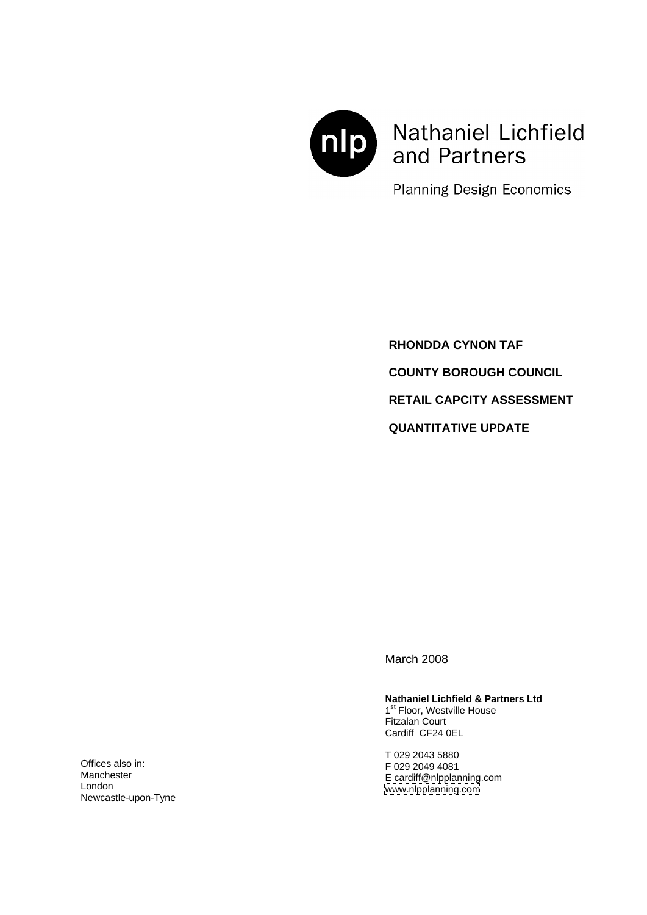Nathaniel Lichfield and Partners

Planning Design Economics

**RHONDDA CYNON TAF**

**COUNTY BOROUGH COUNCIL**

**RETAIL CAPCITY ASSESSMENT**

**QUANTITATIVE UPDATE**

March 2008

**Nathaniel Lichfield & Partners Ltd**
1st Floor, Westville House
Fitzalan Court
Cardiff CF24 0EL

T 029 2043 5880
F 029 2049 4081
E cardiff@nlpplanning.com
www.nlpplanning.com

Offices also in:
Manchester
London
Newcastle-upon-Tyne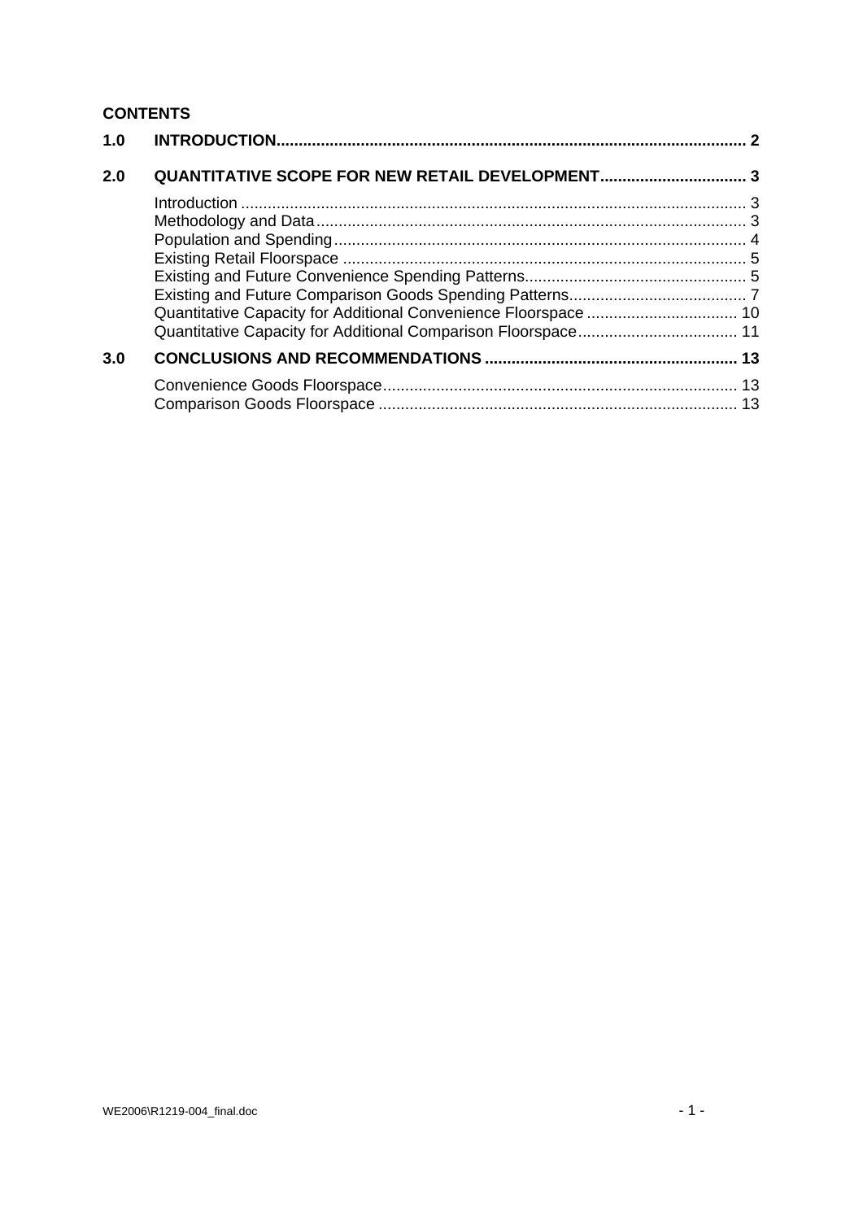**CONTENTS**

| | | |
|---|---|---|
| **1.0** | **INTRODUCTION** | **2** |
| **2.0** | **QUANTITATIVE SCOPE FOR NEW RETAIL DEVELOPMENT** | **3** |
| | Introduction | 3 |
| | Methodology and Data | 3 |
| | Population and Spending | 4 |
| | Existing Retail Floorspace | 5 |
| | Existing and Future Convenience Spending Patterns | 5 |
| | Existing and Future Comparison Goods Spending Patterns | 7 |
| | Quantitative Capacity for Additional Convenience Floorspace | 10 |
| | Quantitative Capacity for Additional Comparison Floorspace | 11 |
| **3.0** | **CONCLUSIONS AND RECOMMENDATIONS** | **13** |
| | Convenience Goods Floorspace | 13 |
| | Comparison Goods Floorspace | 13 |

WE2006\R1219-004_final.doc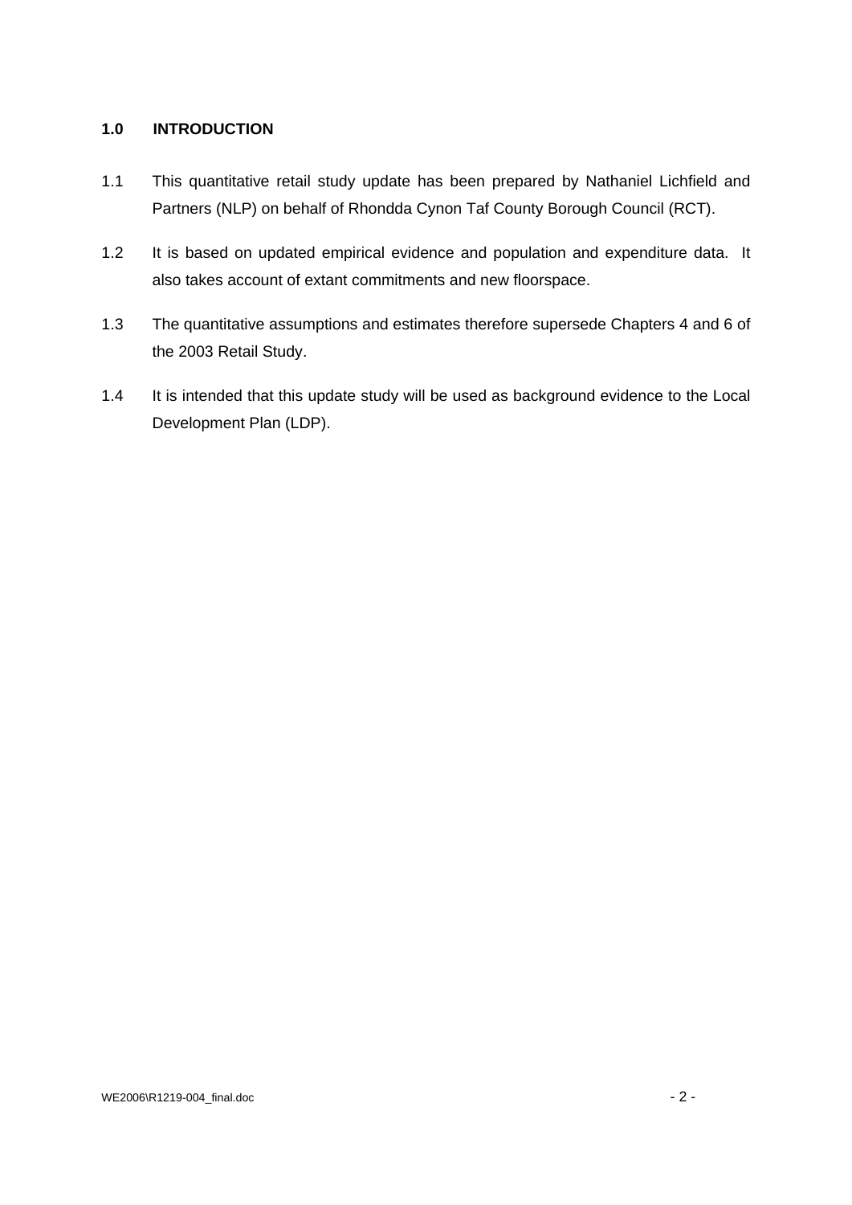## 1.0 INTRODUCTION

1.1 This quantitative retail study update has been prepared by Nathaniel Lichfield and Partners (NLP) on behalf of Rhondda Cynon Taf County Borough Council (RCT).

1.2 It is based on updated empirical evidence and population and expenditure data. It also takes account of extant commitments and new floorspace.

1.3 The quantitative assumptions and estimates therefore supersede Chapters 4 and 6 of the 2003 Retail Study.

1.4 It is intended that this update study will be used as background evidence to the Local Development Plan (LDP).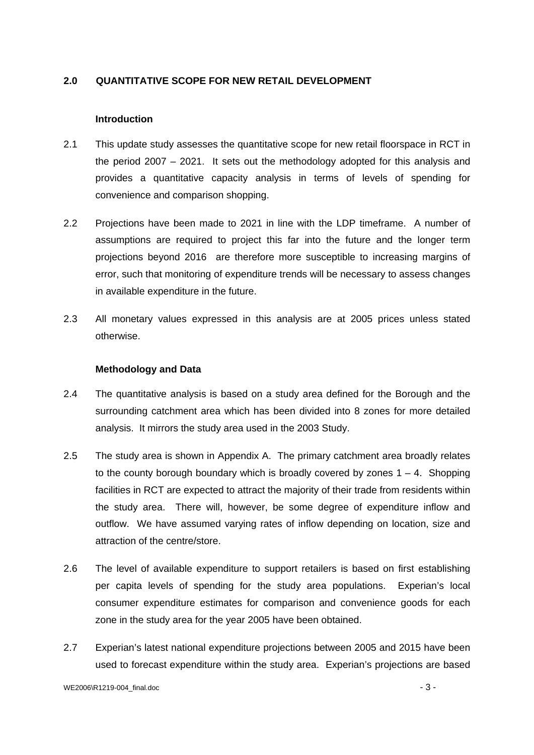## 2.0 QUANTITATIVE SCOPE FOR NEW RETAIL DEVELOPMENT

### Introduction

2.1 This update study assesses the quantitative scope for new retail floorspace in RCT in the period 2007 – 2021. It sets out the methodology adopted for this analysis and provides a quantitative capacity analysis in terms of levels of spending for convenience and comparison shopping.

2.2 Projections have been made to 2021 in line with the LDP timeframe. A number of assumptions are required to project this far into the future and the longer term projections beyond 2016 are therefore more susceptible to increasing margins of error, such that monitoring of expenditure trends will be necessary to assess changes in available expenditure in the future.

2.3 All monetary values expressed in this analysis are at 2005 prices unless stated otherwise.

### Methodology and Data

2.4 The quantitative analysis is based on a study area defined for the Borough and the surrounding catchment area which has been divided into 8 zones for more detailed analysis. It mirrors the study area used in the 2003 Study.

2.5 The study area is shown in Appendix A. The primary catchment area broadly relates to the county borough boundary which is broadly covered by zones 1 – 4. Shopping facilities in RCT are expected to attract the majority of their trade from residents within the study area. There will, however, be some degree of expenditure inflow and outflow. We have assumed varying rates of inflow depending on location, size and attraction of the centre/store.

2.6 The level of available expenditure to support retailers is based on first establishing per capita levels of spending for the study area populations. Experian's local consumer expenditure estimates for comparison and convenience goods for each zone in the study area for the year 2005 have been obtained.

2.7 Experian's latest national expenditure projections between 2005 and 2015 have been used to forecast expenditure within the study area. Experian's projections are based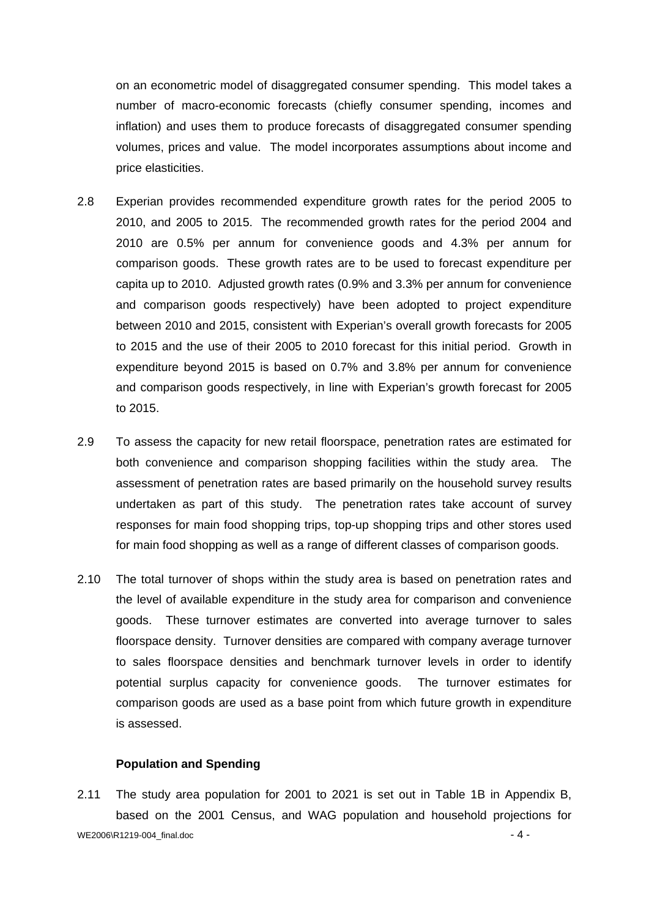on an econometric model of disaggregated consumer spending. This model takes a number of macro-economic forecasts (chiefly consumer spending, incomes and inflation) and uses them to produce forecasts of disaggregated consumer spending volumes, prices and value. The model incorporates assumptions about income and price elasticities.

2.8 Experian provides recommended expenditure growth rates for the period 2005 to 2010, and 2005 to 2015. The recommended growth rates for the period 2004 and 2010 are 0.5% per annum for convenience goods and 4.3% per annum for comparison goods. These growth rates are to be used to forecast expenditure per capita up to 2010. Adjusted growth rates (0.9% and 3.3% per annum for convenience and comparison goods respectively) have been adopted to project expenditure between 2010 and 2015, consistent with Experian's overall growth forecasts for 2005 to 2015 and the use of their 2005 to 2010 forecast for this initial period. Growth in expenditure beyond 2015 is based on 0.7% and 3.8% per annum for convenience and comparison goods respectively, in line with Experian's growth forecast for 2005 to 2015.

2.9 To assess the capacity for new retail floorspace, penetration rates are estimated for both convenience and comparison shopping facilities within the study area. The assessment of penetration rates are based primarily on the household survey results undertaken as part of this study. The penetration rates take account of survey responses for main food shopping trips, top-up shopping trips and other stores used for main food shopping as well as a range of different classes of comparison goods.

2.10 The total turnover of shops within the study area is based on penetration rates and the level of available expenditure in the study area for comparison and convenience goods. These turnover estimates are converted into average turnover to sales floorspace density. Turnover densities are compared with company average turnover to sales floorspace densities and benchmark turnover levels in order to identify potential surplus capacity for convenience goods. The turnover estimates for comparison goods are used as a base point from which future growth in expenditure is assessed.

### Population and Spending

2.11 The study area population for 2001 to 2021 is set out in Table 1B in Appendix B, based on the 2001 Census, and WAG population and household projections for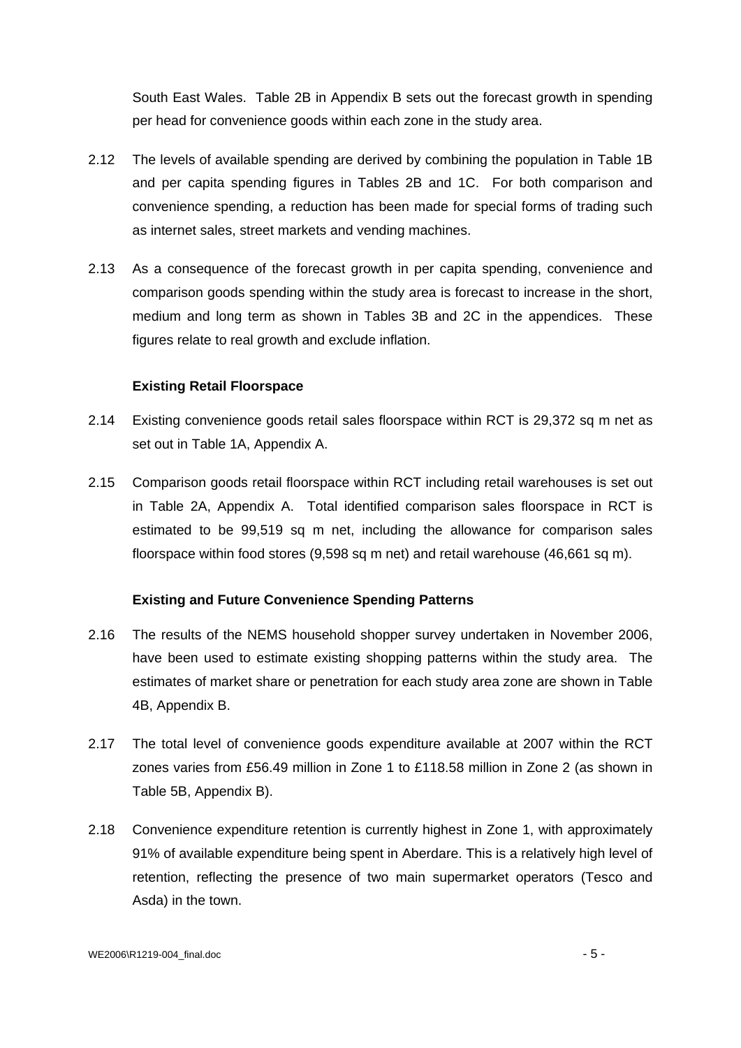South East Wales. Table 2B in Appendix B sets out the forecast growth in spending per head for convenience goods within each zone in the study area.

2.12 The levels of available spending are derived by combining the population in Table 1B and per capita spending figures in Tables 2B and 1C. For both comparison and convenience spending, a reduction has been made for special forms of trading such as internet sales, street markets and vending machines.

2.13 As a consequence of the forecast growth in per capita spending, convenience and comparison goods spending within the study area is forecast to increase in the short, medium and long term as shown in Tables 3B and 2C in the appendices. These figures relate to real growth and exclude inflation.

**Existing Retail Floorspace**

2.14 Existing convenience goods retail sales floorspace within RCT is 29,372 sq m net as set out in Table 1A, Appendix A.

2.15 Comparison goods retail floorspace within RCT including retail warehouses is set out in Table 2A, Appendix A. Total identified comparison sales floorspace in RCT is estimated to be 99,519 sq m net, including the allowance for comparison sales floorspace within food stores (9,598 sq m net) and retail warehouse (46,661 sq m).

**Existing and Future Convenience Spending Patterns**

2.16 The results of the NEMS household shopper survey undertaken in November 2006, have been used to estimate existing shopping patterns within the study area. The estimates of market share or penetration for each study area zone are shown in Table 4B, Appendix B.

2.17 The total level of convenience goods expenditure available at 2007 within the RCT zones varies from £56.49 million in Zone 1 to £118.58 million in Zone 2 (as shown in Table 5B, Appendix B).

2.18 Convenience expenditure retention is currently highest in Zone 1, with approximately 91% of available expenditure being spent in Aberdare. This is a relatively high level of retention, reflecting the presence of two main supermarket operators (Tesco and Asda) in the town.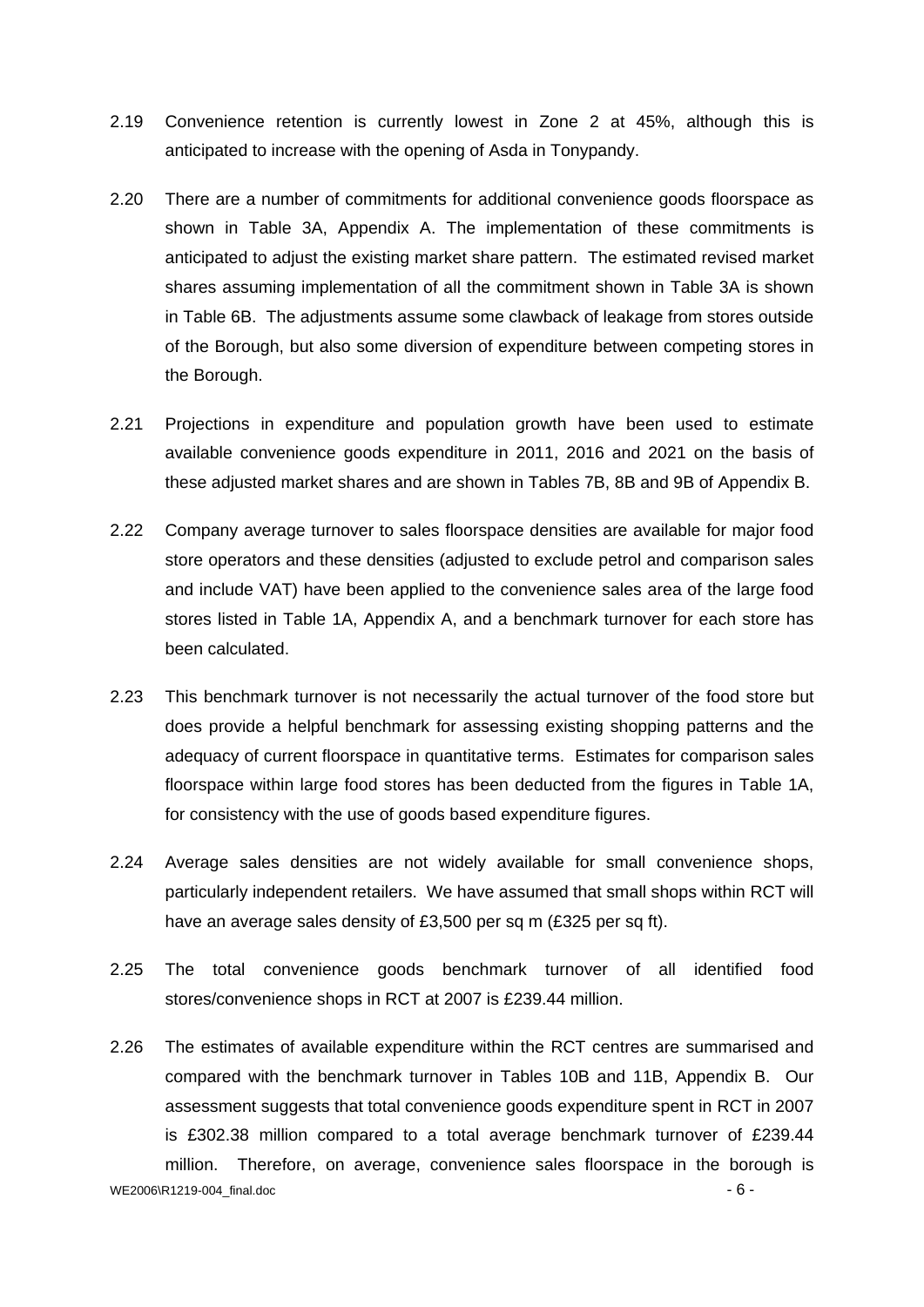2.19 Convenience retention is currently lowest in Zone 2 at 45%, although this is anticipated to increase with the opening of Asda in Tonypandy.

2.20 There are a number of commitments for additional convenience goods floorspace as shown in Table 3A, Appendix A. The implementation of these commitments is anticipated to adjust the existing market share pattern. The estimated revised market shares assuming implementation of all the commitment shown in Table 3A is shown in Table 6B. The adjustments assume some clawback of leakage from stores outside of the Borough, but also some diversion of expenditure between competing stores in the Borough.

2.21 Projections in expenditure and population growth have been used to estimate available convenience goods expenditure in 2011, 2016 and 2021 on the basis of these adjusted market shares and are shown in Tables 7B, 8B and 9B of Appendix B.

2.22 Company average turnover to sales floorspace densities are available for major food store operators and these densities (adjusted to exclude petrol and comparison sales and include VAT) have been applied to the convenience sales area of the large food stores listed in Table 1A, Appendix A, and a benchmark turnover for each store has been calculated.

2.23 This benchmark turnover is not necessarily the actual turnover of the food store but does provide a helpful benchmark for assessing existing shopping patterns and the adequacy of current floorspace in quantitative terms. Estimates for comparison sales floorspace within large food stores has been deducted from the figures in Table 1A, for consistency with the use of goods based expenditure figures.

2.24 Average sales densities are not widely available for small convenience shops, particularly independent retailers. We have assumed that small shops within RCT will have an average sales density of £3,500 per sq m (£325 per sq ft).

2.25 The total convenience goods benchmark turnover of all identified food stores/convenience shops in RCT at 2007 is £239.44 million.

2.26 The estimates of available expenditure within the RCT centres are summarised and compared with the benchmark turnover in Tables 10B and 11B, Appendix B. Our assessment suggests that total convenience goods expenditure spent in RCT in 2007 is £302.38 million compared to a total average benchmark turnover of £239.44 million. Therefore, on average, convenience sales floorspace in the borough is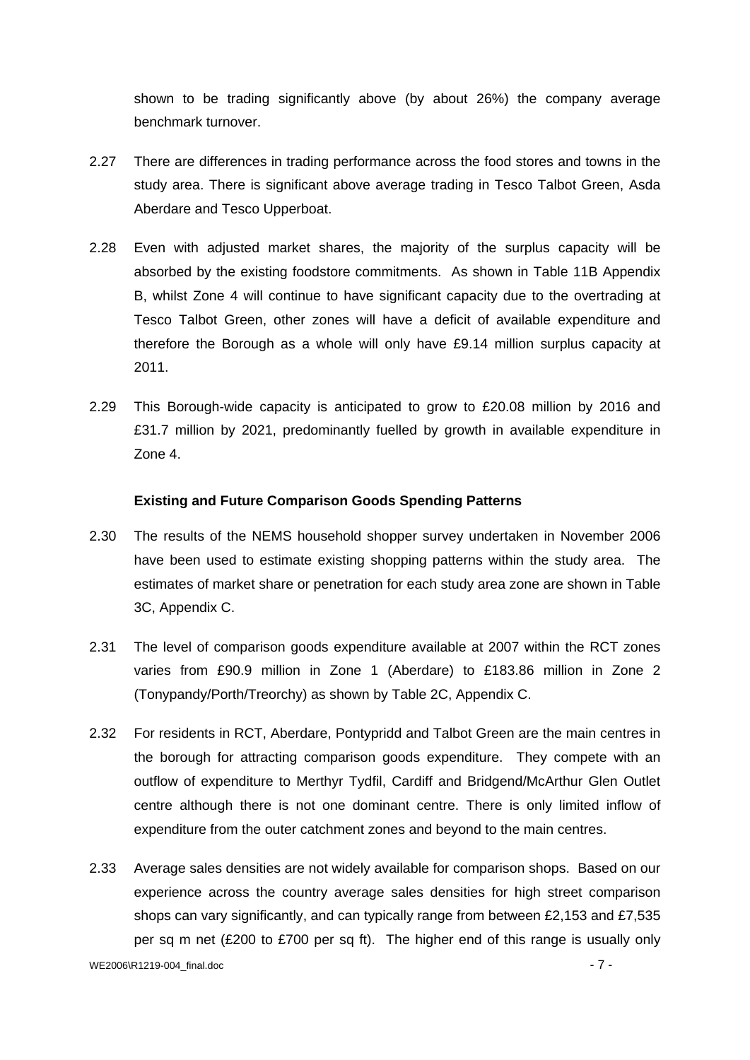shown to be trading significantly above (by about 26%) the company average benchmark turnover.

2.27 There are differences in trading performance across the food stores and towns in the study area. There is significant above average trading in Tesco Talbot Green, Asda Aberdare and Tesco Upperboat.

2.28 Even with adjusted market shares, the majority of the surplus capacity will be absorbed by the existing foodstore commitments. As shown in Table 11B Appendix B, whilst Zone 4 will continue to have significant capacity due to the overtrading at Tesco Talbot Green, other zones will have a deficit of available expenditure and therefore the Borough as a whole will only have £9.14 million surplus capacity at 2011.

2.29 This Borough-wide capacity is anticipated to grow to £20.08 million by 2016 and £31.7 million by 2021, predominantly fuelled by growth in available expenditure in Zone 4.

**Existing and Future Comparison Goods Spending Patterns**

2.30 The results of the NEMS household shopper survey undertaken in November 2006 have been used to estimate existing shopping patterns within the study area. The estimates of market share or penetration for each study area zone are shown in Table 3C, Appendix C.

2.31 The level of comparison goods expenditure available at 2007 within the RCT zones varies from £90.9 million in Zone 1 (Aberdare) to £183.86 million in Zone 2 (Tonypandy/Porth/Treorchy) as shown by Table 2C, Appendix C.

2.32 For residents in RCT, Aberdare, Pontypridd and Talbot Green are the main centres in the borough for attracting comparison goods expenditure. They compete with an outflow of expenditure to Merthyr Tydfil, Cardiff and Bridgend/McArthur Glen Outlet centre although there is not one dominant centre. There is only limited inflow of expenditure from the outer catchment zones and beyond to the main centres.

2.33 Average sales densities are not widely available for comparison shops. Based on our experience across the country average sales densities for high street comparison shops can vary significantly, and can typically range from between £2,153 and £7,535 per sq m net (£200 to £700 per sq ft). The higher end of this range is usually only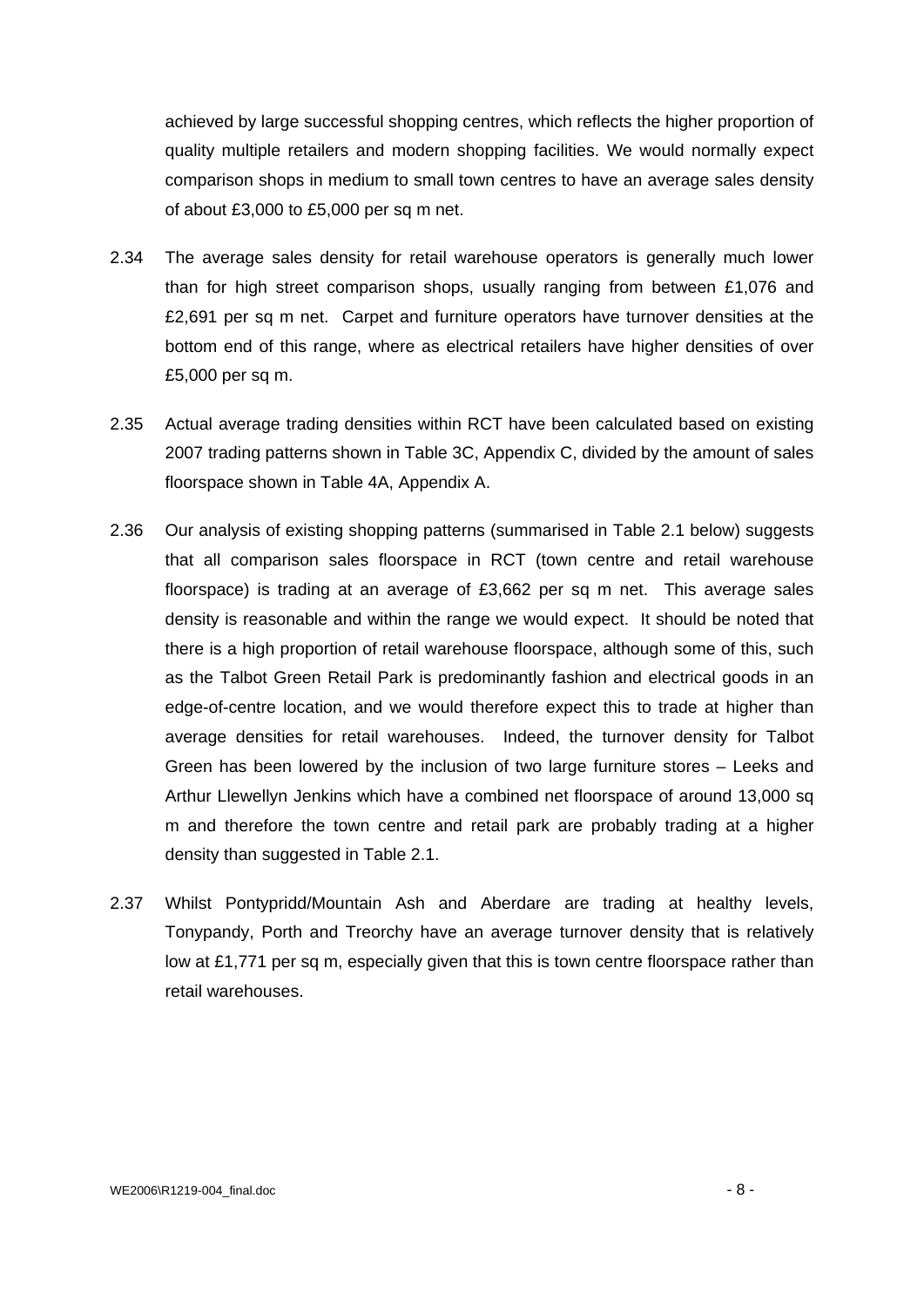achieved by large successful shopping centres, which reflects the higher proportion of quality multiple retailers and modern shopping facilities. We would normally expect comparison shops in medium to small town centres to have an average sales density of about £3,000 to £5,000 per sq m net.

2.34 The average sales density for retail warehouse operators is generally much lower than for high street comparison shops, usually ranging from between £1,076 and £2,691 per sq m net. Carpet and furniture operators have turnover densities at the bottom end of this range, where as electrical retailers have higher densities of over £5,000 per sq m.

2.35 Actual average trading densities within RCT have been calculated based on existing 2007 trading patterns shown in Table 3C, Appendix C, divided by the amount of sales floorspace shown in Table 4A, Appendix A.

2.36 Our analysis of existing shopping patterns (summarised in Table 2.1 below) suggests that all comparison sales floorspace in RCT (town centre and retail warehouse floorspace) is trading at an average of £3,662 per sq m net. This average sales density is reasonable and within the range we would expect. It should be noted that there is a high proportion of retail warehouse floorspace, although some of this, such as the Talbot Green Retail Park is predominantly fashion and electrical goods in an edge-of-centre location, and we would therefore expect this to trade at higher than average densities for retail warehouses. Indeed, the turnover density for Talbot Green has been lowered by the inclusion of two large furniture stores – Leeks and Arthur Llewellyn Jenkins which have a combined net floorspace of around 13,000 sq m and therefore the town centre and retail park are probably trading at a higher density than suggested in Table 2.1.

2.37 Whilst Pontypridd/Mountain Ash and Aberdare are trading at healthy levels, Tonypandy, Porth and Treorchy have an average turnover density that is relatively low at £1,771 per sq m, especially given that this is town centre floorspace rather than retail warehouses.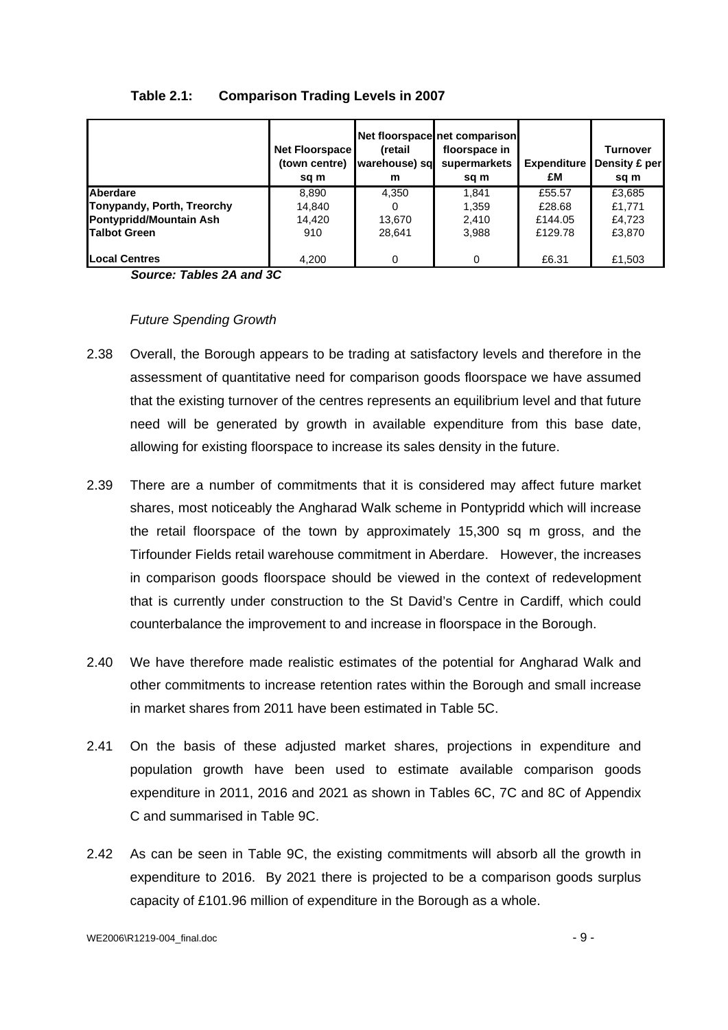**Table 2.1: Comparison Trading Levels in 2007**

| | Net Floorspace (town centre) sq m | Net floorspace (retail warehouse) sq m | net comparison floorspace in supermarkets sq m | Expenditure £M | Turnover Density £ per sq m |
|---|---|---|---|---|---|
| **Aberdare** | 8,890 | 4,350 | 1,841 | £55.57 | £3,685 |
| **Tonypandy, Porth, Treorchy** | 14,840 | 0 | 1,359 | £28.68 | £1,771 |
| **Pontypridd/Mountain Ash** | 14,420 | 13,670 | 2,410 | £144.05 | £4,723 |
| **Talbot Green** | 910 | 28,641 | 3,988 | £129.78 | £3,870 |
| **Local Centres** | 4,200 | 0 | 0 | £6.31 | £1,503 |

***Source: Tables 2A and 3C***

*Future Spending Growth*

2.38 Overall, the Borough appears to be trading at satisfactory levels and therefore in the assessment of quantitative need for comparison goods floorspace we have assumed that the existing turnover of the centres represents an equilibrium level and that future need will be generated by growth in available expenditure from this base date, allowing for existing floorspace to increase its sales density in the future.

2.39 There are a number of commitments that it is considered may affect future market shares, most noticeably the Angharad Walk scheme in Pontypridd which will increase the retail floorspace of the town by approximately 15,300 sq m gross, and the Tirfounder Fields retail warehouse commitment in Aberdare. However, the increases in comparison goods floorspace should be viewed in the context of redevelopment that is currently under construction to the St David's Centre in Cardiff, which could counterbalance the improvement to and increase in floorspace in the Borough.

2.40 We have therefore made realistic estimates of the potential for Angharad Walk and other commitments to increase retention rates within the Borough and small increase in market shares from 2011 have been estimated in Table 5C.

2.41 On the basis of these adjusted market shares, projections in expenditure and population growth have been used to estimate available comparison goods expenditure in 2011, 2016 and 2021 as shown in Tables 6C, 7C and 8C of Appendix C and summarised in Table 9C.

2.42 As can be seen in Table 9C, the existing commitments will absorb all the growth in expenditure to 2016. By 2021 there is projected to be a comparison goods surplus capacity of £101.96 million of expenditure in the Borough as a whole.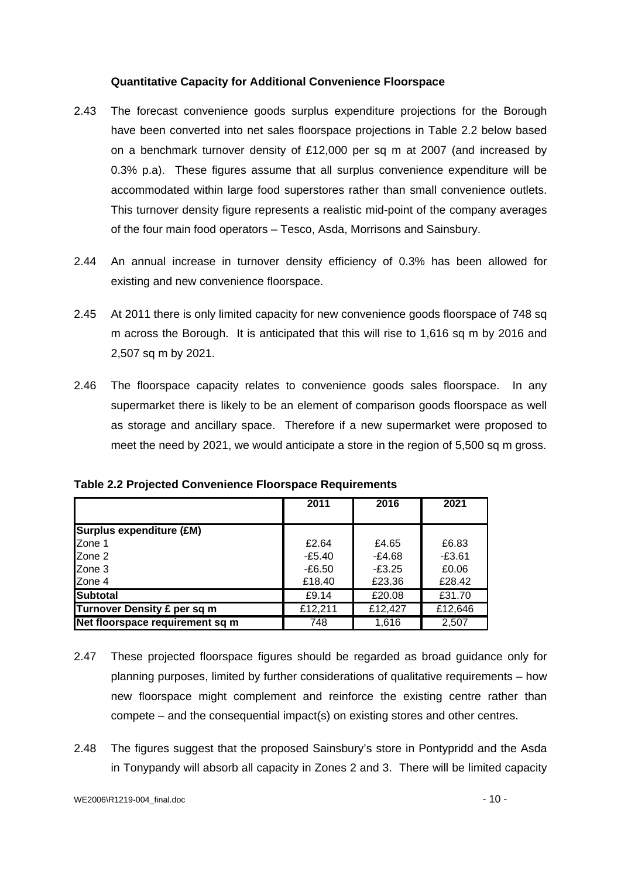### Quantitative Capacity for Additional Convenience Floorspace

2.43 The forecast convenience goods surplus expenditure projections for the Borough have been converted into net sales floorspace projections in Table 2.2 below based on a benchmark turnover density of £12,000 per sq m at 2007 (and increased by 0.3% p.a). These figures assume that all surplus convenience expenditure will be accommodated within large food superstores rather than small convenience outlets. This turnover density figure represents a realistic mid-point of the company averages of the four main food operators – Tesco, Asda, Morrisons and Sainsbury.

2.44 An annual increase in turnover density efficiency of 0.3% has been allowed for existing and new convenience floorspace.

2.45 At 2011 there is only limited capacity for new convenience goods floorspace of 748 sq m across the Borough. It is anticipated that this will rise to 1,616 sq m by 2016 and 2,507 sq m by 2021.

2.46 The floorspace capacity relates to convenience goods sales floorspace. In any supermarket there is likely to be an element of comparison goods floorspace as well as storage and ancillary space. Therefore if a new supermarket were proposed to meet the need by 2021, we would anticipate a store in the region of 5,500 sq m gross.

**Table 2.2 Projected Convenience Floorspace Requirements**

| | 2011 | 2016 | 2021 |
|---|---|---|---|
| **Surplus expenditure (£M)** | | | |
| Zone 1 | £2.64 | £4.65 | £6.83 |
| Zone 2 | -£5.40 | -£4.68 | -£3.61 |
| Zone 3 | -£6.50 | -£3.25 | £0.06 |
| Zone 4 | £18.40 | £23.36 | £28.42 |
| **Subtotal** | £9.14 | £20.08 | £31.70 |
| **Turnover Density £ per sq m** | £12,211 | £12,427 | £12,646 |
| **Net floorspace requirement sq m** | 748 | 1,616 | 2,507 |

2.47 These projected floorspace figures should be regarded as broad guidance only for planning purposes, limited by further considerations of qualitative requirements – how new floorspace might complement and reinforce the existing centre rather than compete – and the consequential impact(s) on existing stores and other centres.

2.48 The figures suggest that the proposed Sainsbury's store in Pontypridd and the Asda in Tonypandy will absorb all capacity in Zones 2 and 3. There will be limited capacity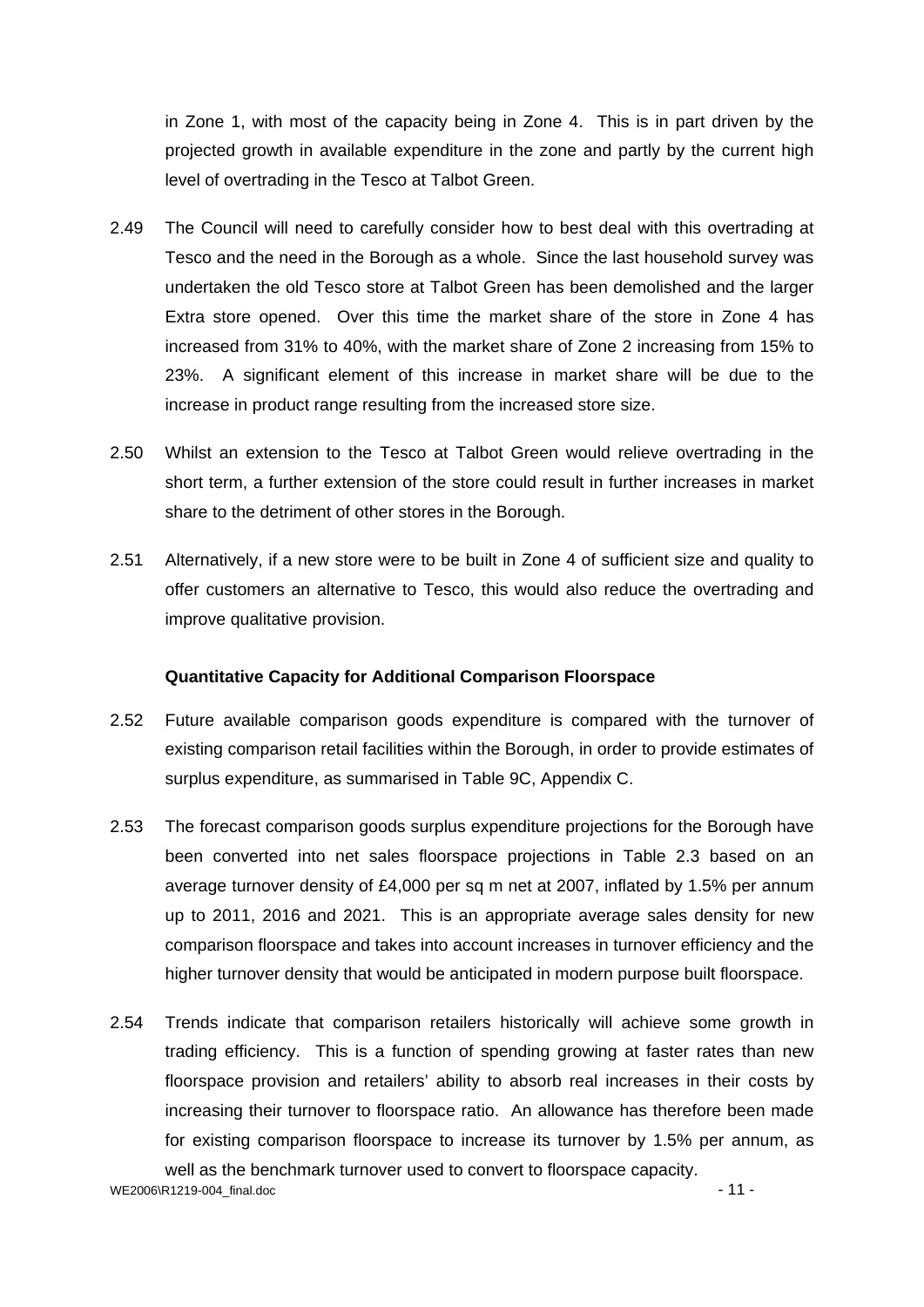in Zone 1, with most of the capacity being in Zone 4. This is in part driven by the projected growth in available expenditure in the zone and partly by the current high level of overtrading in the Tesco at Talbot Green.

2.49 The Council will need to carefully consider how to best deal with this overtrading at Tesco and the need in the Borough as a whole. Since the last household survey was undertaken the old Tesco store at Talbot Green has been demolished and the larger Extra store opened. Over this time the market share of the store in Zone 4 has increased from 31% to 40%, with the market share of Zone 2 increasing from 15% to 23%. A significant element of this increase in market share will be due to the increase in product range resulting from the increased store size.

2.50 Whilst an extension to the Tesco at Talbot Green would relieve overtrading in the short term, a further extension of the store could result in further increases in market share to the detriment of other stores in the Borough.

2.51 Alternatively, if a new store were to be built in Zone 4 of sufficient size and quality to offer customers an alternative to Tesco, this would also reduce the overtrading and improve qualitative provision.

**Quantitative Capacity for Additional Comparison Floorspace**

2.52 Future available comparison goods expenditure is compared with the turnover of existing comparison retail facilities within the Borough, in order to provide estimates of surplus expenditure, as summarised in Table 9C, Appendix C.

2.53 The forecast comparison goods surplus expenditure projections for the Borough have been converted into net sales floorspace projections in Table 2.3 based on an average turnover density of £4,000 per sq m net at 2007, inflated by 1.5% per annum up to 2011, 2016 and 2021. This is an appropriate average sales density for new comparison floorspace and takes into account increases in turnover efficiency and the higher turnover density that would be anticipated in modern purpose built floorspace.

2.54 Trends indicate that comparison retailers historically will achieve some growth in trading efficiency. This is a function of spending growing at faster rates than new floorspace provision and retailers' ability to absorb real increases in their costs by increasing their turnover to floorspace ratio. An allowance has therefore been made for existing comparison floorspace to increase its turnover by 1.5% per annum, as well as the benchmark turnover used to convert to floorspace capacity.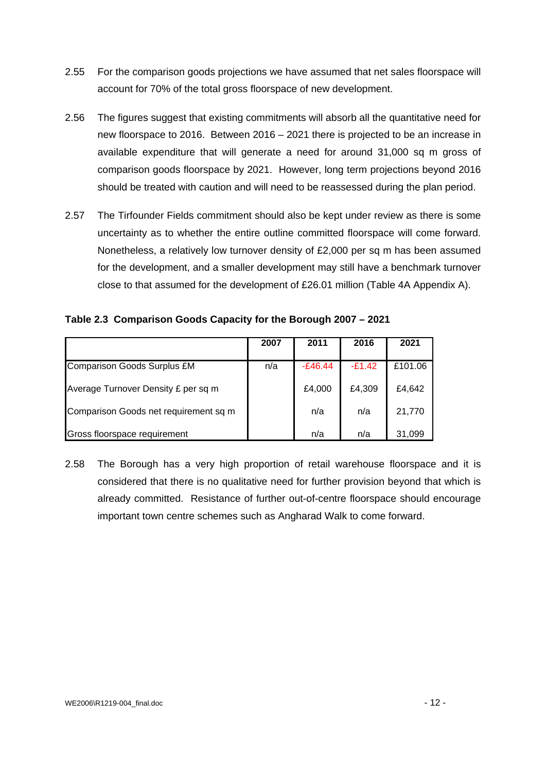2.55 For the comparison goods projections we have assumed that net sales floorspace will account for 70% of the total gross floorspace of new development.

2.56 The figures suggest that existing commitments will absorb all the quantitative need for new floorspace to 2016. Between 2016 – 2021 there is projected to be an increase in available expenditure that will generate a need for around 31,000 sq m gross of comparison goods floorspace by 2021. However, long term projections beyond 2016 should be treated with caution and will need to be reassessed during the plan period.

2.57 The Tirfounder Fields commitment should also be kept under review as there is some uncertainty as to whether the entire outline committed floorspace will come forward. Nonetheless, a relatively low turnover density of £2,000 per sq m has been assumed for the development, and a smaller development may still have a benchmark turnover close to that assumed for the development of £26.01 million (Table 4A Appendix A).

**Table 2.3 Comparison Goods Capacity for the Borough 2007 – 2021**

| | 2007 | 2011 | 2016 | 2021 |
|---|---|---|---|---|
| Comparison Goods Surplus £M | n/a | -£46.44 | -£1.42 | £101.06 |
| Average Turnover Density £ per sq m | | £4,000 | £4,309 | £4,642 |
| Comparison Goods net requirement sq m | | n/a | n/a | 21,770 |
| Gross floorspace requirement | | n/a | n/a | 31,099 |

2.58 The Borough has a very high proportion of retail warehouse floorspace and it is considered that there is no qualitative need for further provision beyond that which is already committed. Resistance of further out-of-centre floorspace should encourage important town centre schemes such as Angharad Walk to come forward.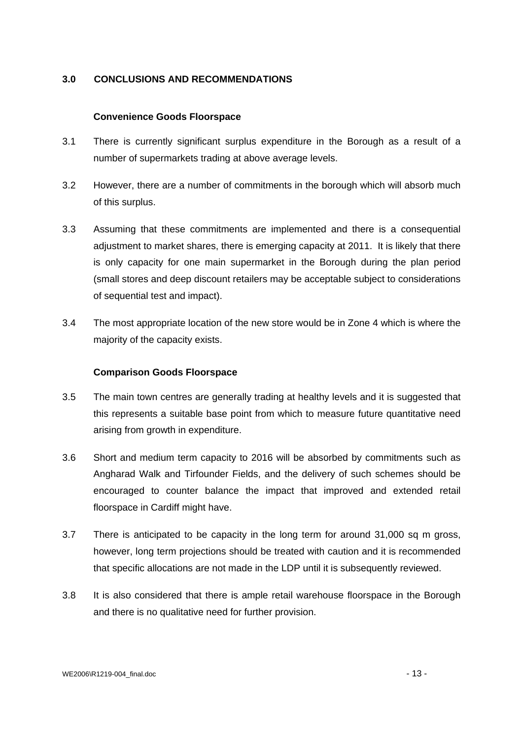## 3.0 CONCLUSIONS AND RECOMMENDATIONS

### Convenience Goods Floorspace

3.1 There is currently significant surplus expenditure in the Borough as a result of a number of supermarkets trading at above average levels.

3.2 However, there are a number of commitments in the borough which will absorb much of this surplus.

3.3 Assuming that these commitments are implemented and there is a consequential adjustment to market shares, there is emerging capacity at 2011. It is likely that there is only capacity for one main supermarket in the Borough during the plan period (small stores and deep discount retailers may be acceptable subject to considerations of sequential test and impact).

3.4 The most appropriate location of the new store would be in Zone 4 which is where the majority of the capacity exists.

### Comparison Goods Floorspace

3.5 The main town centres are generally trading at healthy levels and it is suggested that this represents a suitable base point from which to measure future quantitative need arising from growth in expenditure.

3.6 Short and medium term capacity to 2016 will be absorbed by commitments such as Angharad Walk and Tirfounder Fields, and the delivery of such schemes should be encouraged to counter balance the impact that improved and extended retail floorspace in Cardiff might have.

3.7 There is anticipated to be capacity in the long term for around 31,000 sq m gross, however, long term projections should be treated with caution and it is recommended that specific allocations are not made in the LDP until it is subsequently reviewed.

3.8 It is also considered that there is ample retail warehouse floorspace in the Borough and there is no qualitative need for further provision.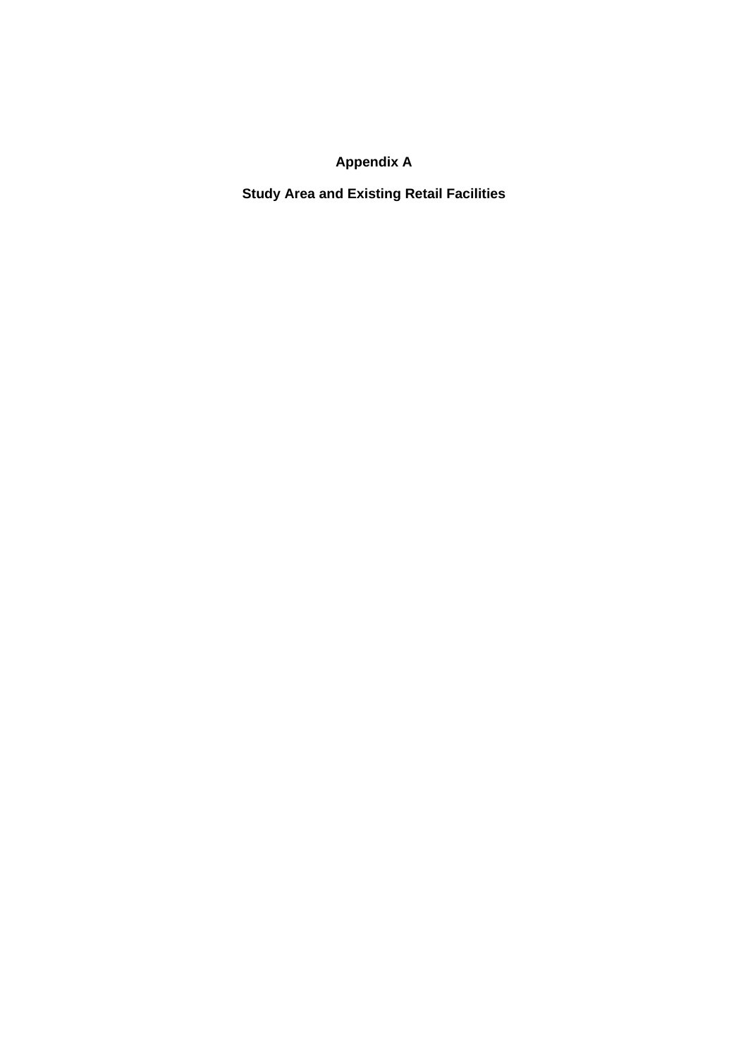# Appendix A

## Study Area and Existing Retail Facilities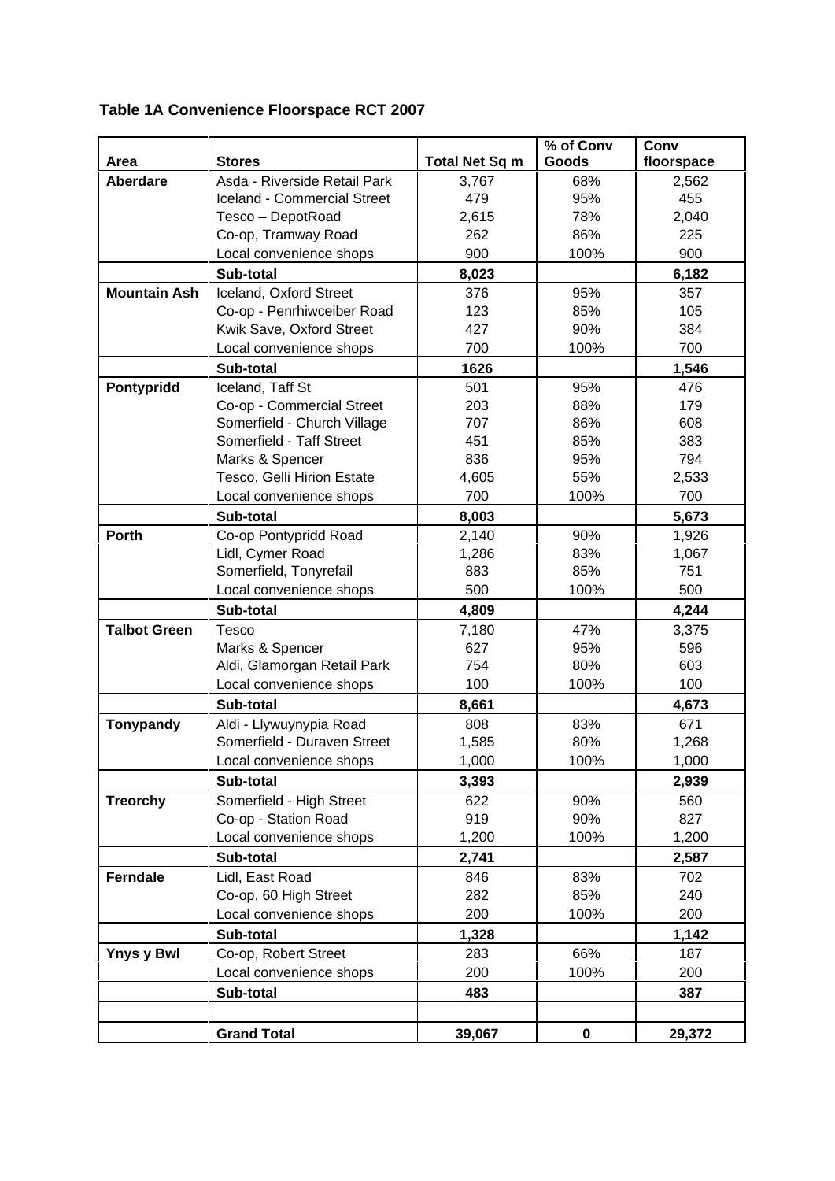**Table 1A Convenience Floorspace RCT 2007**

| Area | Stores | Total Net Sq m | % of Conv Goods | Conv floorspace |
|---|---|---|---|---|
| **Aberdare** | Asda - Riverside Retail Park | 3,767 | 68% | 2,562 |
| | Iceland - Commercial Street | 479 | 95% | 455 |
| | Tesco – DepotRoad | 2,615 | 78% | 2,040 |
| | Co-op, Tramway Road | 262 | 86% | 225 |
| | Local convenience shops | 900 | 100% | 900 |
| | **Sub-total** | **8,023** | | **6,182** |
| **Mountain Ash** | Iceland, Oxford Street | 376 | 95% | 357 |
| | Co-op - Penrhiwceiber Road | 123 | 85% | 105 |
| | Kwik Save, Oxford Street | 427 | 90% | 384 |
| | Local convenience shops | 700 | 100% | 700 |
| | **Sub-total** | **1626** | | **1,546** |
| **Pontypridd** | Iceland, Taff St | 501 | 95% | 476 |
| | Co-op - Commercial Street | 203 | 88% | 179 |
| | Somerfield - Church Village | 707 | 86% | 608 |
| | Somerfield - Taff Street | 451 | 85% | 383 |
| | Marks & Spencer | 836 | 95% | 794 |
| | Tesco, Gelli Hirion Estate | 4,605 | 55% | 2,533 |
| | Local convenience shops | 700 | 100% | 700 |
| | **Sub-total** | **8,003** | | **5,673** |
| **Porth** | Co-op Pontypridd Road | 2,140 | 90% | 1,926 |
| | Lidl, Cymer Road | 1,286 | 83% | 1,067 |
| | Somerfield, Tonyrefail | 883 | 85% | 751 |
| | Local convenience shops | 500 | 100% | 500 |
| | **Sub-total** | **4,809** | | **4,244** |
| **Talbot Green** | Tesco | 7,180 | 47% | 3,375 |
| | Marks & Spencer | 627 | 95% | 596 |
| | Aldi, Glamorgan Retail Park | 754 | 80% | 603 |
| | Local convenience shops | 100 | 100% | 100 |
| | **Sub-total** | **8,661** | | **4,673** |
| **Tonypandy** | Aldi - Llywuynypia Road | 808 | 83% | 671 |
| | Somerfield - Duraven Street | 1,585 | 80% | 1,268 |
| | Local convenience shops | 1,000 | 100% | 1,000 |
| | **Sub-total** | **3,393** | | **2,939** |
| **Treorchy** | Somerfield - High Street | 622 | 90% | 560 |
| | Co-op - Station Road | 919 | 90% | 827 |
| | Local convenience shops | 1,200 | 100% | 1,200 |
| | **Sub-total** | **2,741** | | **2,587** |
| **Ferndale** | Lidl, East Road | 846 | 83% | 702 |
| | Co-op, 60 High Street | 282 | 85% | 240 |
| | Local convenience shops | 200 | 100% | 200 |
| | **Sub-total** | **1,328** | | **1,142** |
| **Ynys y Bwl** | Co-op, Robert Street | 283 | 66% | 187 |
| | Local convenience shops | 200 | 100% | 200 |
| | **Sub-total** | **483** | | **387** |
| | | | | |
| | **Grand Total** | **39,067** | **0** | **29,372** |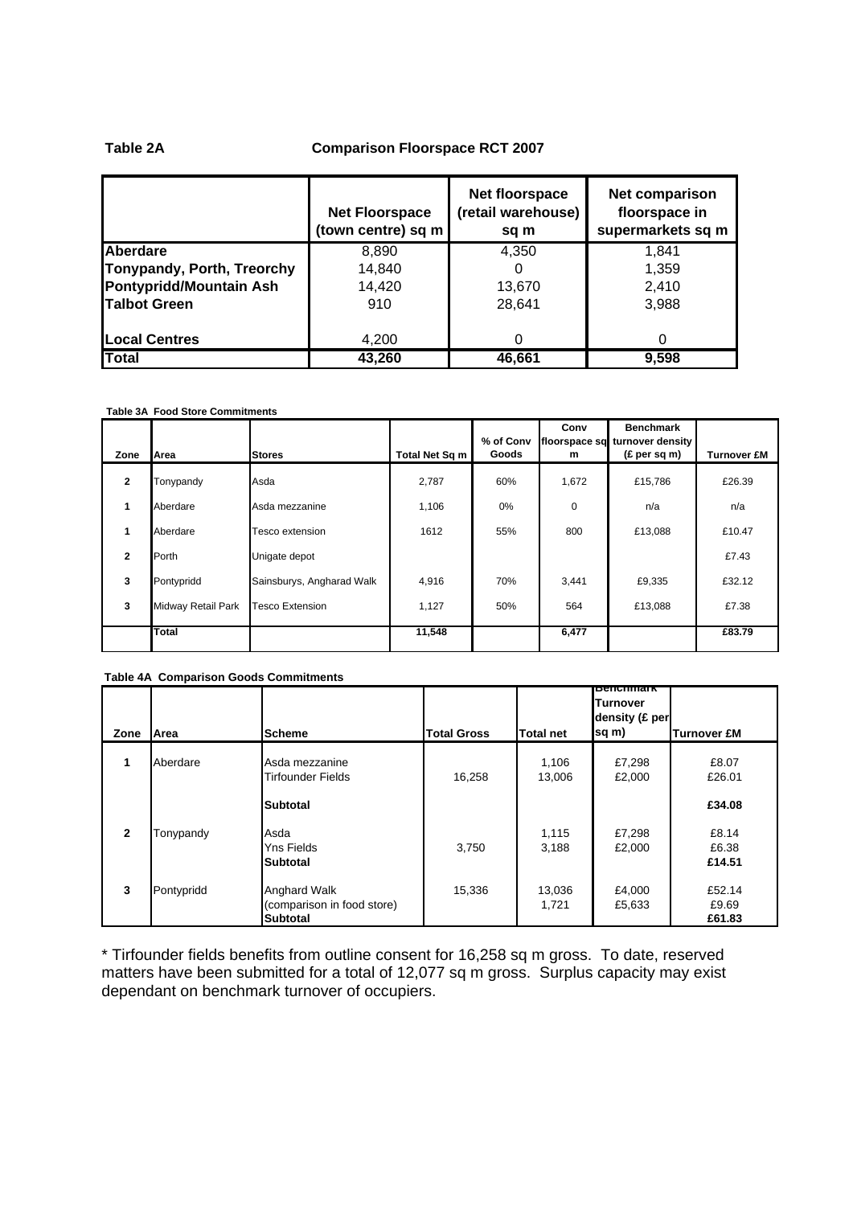**Table 2A** **Comparison Floorspace RCT 2007**

| | Net Floorspace (town centre) sq m | Net floorspace (retail warehouse) sq m | Net comparison floorspace in supermarkets sq m |
|---|---|---|---|
| **Aberdare** | 8,890 | 4,350 | 1,841 |
| **Tonypandy, Porth, Treorchy** | 14,840 | 0 | 1,359 |
| **Pontypridd/Mountain Ash** | 14,420 | 13,670 | 2,410 |
| **Talbot Green** | 910 | 28,641 | 3,988 |
| **Local Centres** | 4,200 | 0 | 0 |
| **Total** | **43,260** | **46,661** | **9,598** |

**Table 3A Food Store Commitments**

| Zone | Area | Stores | Total Net Sq m | % of Conv Goods | Conv floorspace sq m | Benchmark turnover density (£ per sq m) | Turnover £M |
|---|---|---|---|---|---|---|---|
| **2** | Tonypandy | Asda | 2,787 | 60% | 1,672 | £15,786 | £26.39 |
| **1** | Aberdare | Asda mezzanine | 1,106 | 0% | 0 | n/a | n/a |
| **1** | Aberdare | Tesco extension | 1612 | 55% | 800 | £13,088 | £10.47 |
| **2** | Porth | Unigate depot | | | | | £7.43 |
| **3** | Pontypridd | Sainsburys, Angharad Walk | 4,916 | 70% | 3,441 | £9,335 | £32.12 |
| **3** | Midway Retail Park | Tesco Extension | 1,127 | 50% | 564 | £13,088 | £7.38 |
| | **Total** | | **11,548** | | **6,477** | | **£83.79** |

**Table 4A Comparison Goods Commitments**

| Zone | Area | Scheme | Total Gross | Total net | Benchmark Turnover density (£ per sq m) | Turnover £M |
|---|---|---|---|---|---|---|
| **1** | Aberdare | Asda mezzanine | | 1,106 | £7,298 | £8.07 |
| | | Tirfounder Fields | 16,258 | 13,006 | £2,000 | £26.01 |
| | | **Subtotal** | | | | **£34.08** |
| **2** | Tonypandy | Asda | | 1,115 | £7,298 | £8.14 |
| | | Yns Fields | 3,750 | 3,188 | £2,000 | £6.38 |
| | | **Subtotal** | | | | **£14.51** |
| **3** | Pontypridd | Anghard Walk | 15,336 | 13,036 | £4,000 | £52.14 |
| | | (comparison in food store) | | 1,721 | £5,633 | £9.69 |
| | | **Subtotal** | | | | **£61.83** |

* Tirfounder fields benefits from outline consent for 16,258 sq m gross. To date, reserved matters have been submitted for a total of 12,077 sq m gross. Surplus capacity may exist dependant on benchmark turnover of occupiers.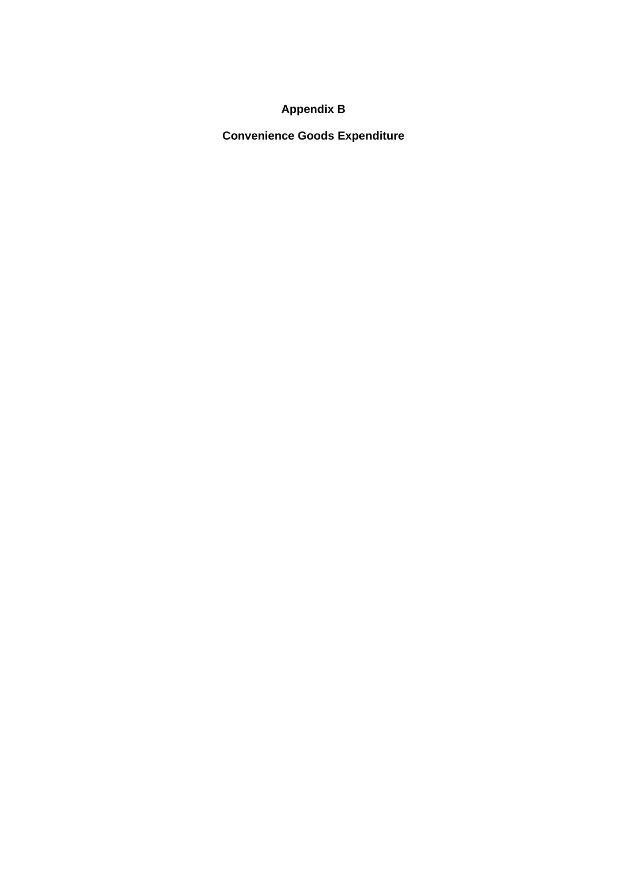# Appendix B

## Convenience Goods Expenditure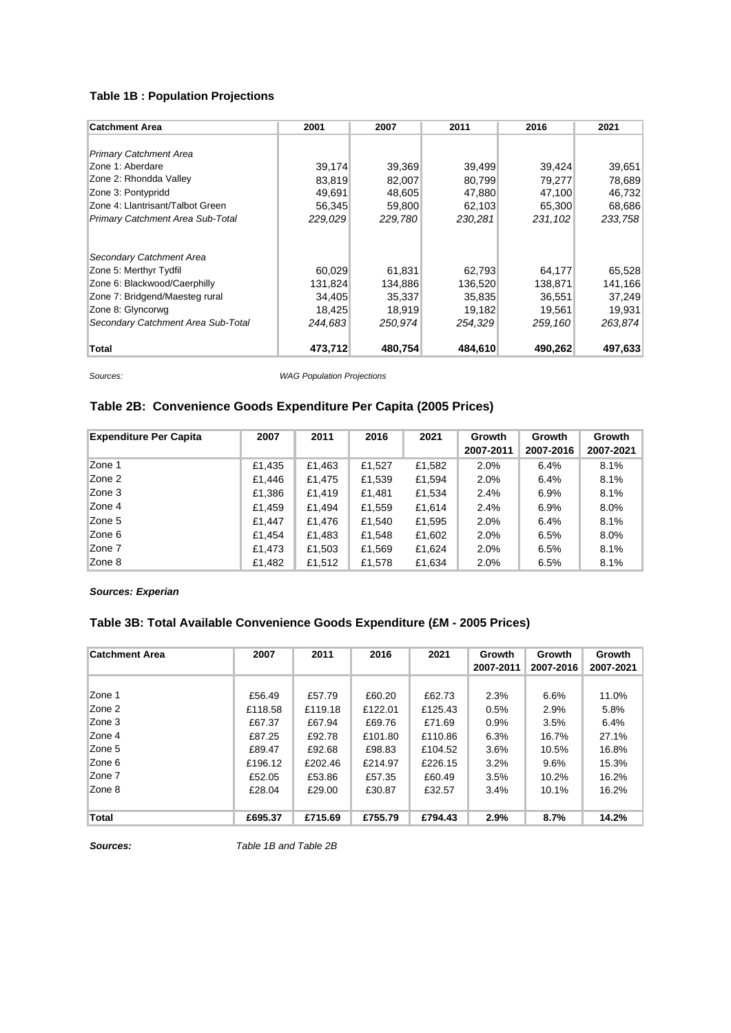### Table 1B : Population Projections

| Catchment Area | 2001 | 2007 | 2011 | 2016 | 2021 |
|---|---|---|---|---|---|
| *Primary Catchment Area* | | | | | |
| Zone 1: Aberdare | 39,174 | 39,369 | 39,499 | 39,424 | 39,651 |
| Zone 2: Rhondda Valley | 83,819 | 82,007 | 80,799 | 79,277 | 78,689 |
| Zone 3: Pontypridd | 49,691 | 48,605 | 47,880 | 47,100 | 46,732 |
| Zone 4: Llantrisant/Talbot Green | 56,345 | 59,800 | 62,103 | 65,300 | 68,686 |
| *Primary Catchment Area Sub-Total* | *229,029* | *229,780* | *230,281* | *231,102* | *233,758* |
| *Secondary Catchment Area* | | | | | |
| Zone 5: Merthyr Tydfil | 60,029 | 61,831 | 62,793 | 64,177 | 65,528 |
| Zone 6: Blackwood/Caerphilly | 131,824 | 134,886 | 136,520 | 138,871 | 141,166 |
| Zone 7: Bridgend/Maesteg rural | 34,405 | 35,337 | 35,835 | 36,551 | 37,249 |
| Zone 8: Glyncorwg | 18,425 | 18,919 | 19,182 | 19,561 | 19,931 |
| *Secondary Catchment Area Sub-Total* | *244,683* | *250,974* | *254,329* | *259,160* | *263,874* |
| **Total** | **473,712** | **480,754** | **484,610** | **490,262** | **497,633** |

*Sources:* *WAG Population Projections*

### Table 2B: Convenience Goods Expenditure Per Capita (2005 Prices)

| Expenditure Per Capita | 2007 | 2011 | 2016 | 2021 | Growth 2007-2011 | Growth 2007-2016 | Growth 2007-2021 |
|---|---|---|---|---|---|---|---|
| Zone 1 | £1,435 | £1,463 | £1,527 | £1,582 | 2.0% | 6.4% | 8.1% |
| Zone 2 | £1,446 | £1,475 | £1,539 | £1,594 | 2.0% | 6.4% | 8.1% |
| Zone 3 | £1,386 | £1,419 | £1,481 | £1,534 | 2.4% | 6.9% | 8.1% |
| Zone 4 | £1,459 | £1,494 | £1,559 | £1,614 | 2.4% | 6.9% | 8.0% |
| Zone 5 | £1,447 | £1,476 | £1,540 | £1,595 | 2.0% | 6.4% | 8.1% |
| Zone 6 | £1,454 | £1,483 | £1,548 | £1,602 | 2.0% | 6.5% | 8.0% |
| Zone 7 | £1,473 | £1,503 | £1,569 | £1,624 | 2.0% | 6.5% | 8.1% |
| Zone 8 | £1,482 | £1,512 | £1,578 | £1,634 | 2.0% | 6.5% | 8.1% |

***Sources: Experian***

### Table 3B: Total Available Convenience Goods Expenditure (£M - 2005 Prices)

| Catchment Area | 2007 | 2011 | 2016 | 2021 | Growth 2007-2011 | Growth 2007-2016 | Growth 2007-2021 |
|---|---|---|---|---|---|---|---|
| Zone 1 | £56.49 | £57.79 | £60.20 | £62.73 | 2.3% | 6.6% | 11.0% |
| Zone 2 | £118.58 | £119.18 | £122.01 | £125.43 | 0.5% | 2.9% | 5.8% |
| Zone 3 | £67.37 | £67.94 | £69.76 | £71.69 | 0.9% | 3.5% | 6.4% |
| Zone 4 | £87.25 | £92.78 | £101.80 | £110.86 | 6.3% | 16.7% | 27.1% |
| Zone 5 | £89.47 | £92.68 | £98.83 | £104.52 | 3.6% | 10.5% | 16.8% |
| Zone 6 | £196.12 | £202.46 | £214.97 | £226.15 | 3.2% | 9.6% | 15.3% |
| Zone 7 | £52.05 | £53.86 | £57.35 | £60.49 | 3.5% | 10.2% | 16.2% |
| Zone 8 | £28.04 | £29.00 | £30.87 | £32.57 | 3.4% | 10.1% | 16.2% |
| **Total** | **£695.37** | **£715.69** | **£755.79** | **£794.43** | **2.9%** | **8.7%** | **14.2%** |

***Sources:*** *Table 1B and Table 2B*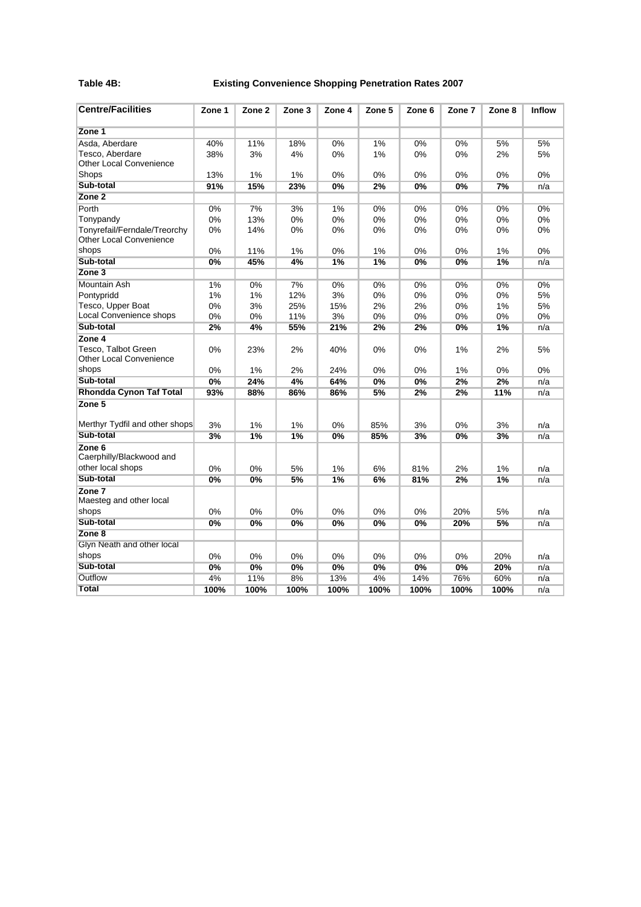**Table 4B: Existing Convenience Shopping Penetration Rates 2007**

| Centre/Facilities | Zone 1 | Zone 2 | Zone 3 | Zone 4 | Zone 5 | Zone 6 | Zone 7 | Zone 8 | Inflow |
|---|---|---|---|---|---|---|---|---|---|
| **Zone 1** | | | | | | | | | |
| Asda, Aberdare | 40% | 11% | 18% | 0% | 1% | 0% | 0% | 5% | 5% |
| Tesco, Aberdare | 38% | 3% | 4% | 0% | 1% | 0% | 0% | 2% | 5% |
| Other Local Convenience Shops | 13% | 1% | 1% | 0% | 0% | 0% | 0% | 0% | 0% |
| **Sub-total** | **91%** | **15%** | **23%** | **0%** | **2%** | **0%** | **0%** | **7%** | n/a |
| **Zone 2** | | | | | | | | | |
| Porth | 0% | 7% | 3% | 1% | 0% | 0% | 0% | 0% | 0% |
| Tonypandy | 0% | 13% | 0% | 0% | 0% | 0% | 0% | 0% | 0% |
| Tonyrefail/Ferndale/Treorchy | 0% | 14% | 0% | 0% | 0% | 0% | 0% | 0% | 0% |
| Other Local Convenience shops | 0% | 11% | 1% | 0% | 1% | 0% | 0% | 1% | 0% |
| **Sub-total** | **0%** | **45%** | **4%** | **1%** | **1%** | **0%** | **0%** | **1%** | n/a |
| **Zone 3** | | | | | | | | | |
| Mountain Ash | 1% | 0% | 7% | 0% | 0% | 0% | 0% | 0% | 0% |
| Pontypridd | 1% | 1% | 12% | 3% | 0% | 0% | 0% | 0% | 5% |
| Tesco, Upper Boat | 0% | 3% | 25% | 15% | 2% | 2% | 0% | 1% | 5% |
| Local Convenience shops | 0% | 0% | 11% | 3% | 0% | 0% | 0% | 0% | 0% |
| **Sub-total** | **2%** | **4%** | **55%** | **21%** | **2%** | **2%** | **0%** | **1%** | n/a |
| **Zone 4** | | | | | | | | | |
| Tesco, Talbot Green | 0% | 23% | 2% | 40% | 0% | 0% | 1% | 2% | 5% |
| Other Local Convenience shops | 0% | 1% | 2% | 24% | 0% | 0% | 1% | 0% | 0% |
| **Sub-total** | **0%** | **24%** | **4%** | **64%** | **0%** | **0%** | **2%** | **2%** | n/a |
| **Rhondda Cynon Taf Total** | **93%** | **88%** | **86%** | **86%** | **5%** | **2%** | **2%** | **11%** | n/a |
| **Zone 5** | | | | | | | | | |
| Merthyr Tydfil and other shops | 3% | 1% | 1% | 0% | 85% | 3% | 0% | 3% | n/a |
| **Sub-total** | **3%** | **1%** | **1%** | **0%** | **85%** | **3%** | **0%** | **3%** | n/a |
| **Zone 6** | | | | | | | | | |
| Caerphilly/Blackwood and other local shops | 0% | 0% | 5% | 1% | 6% | 81% | 2% | 1% | n/a |
| **Sub-total** | **0%** | **0%** | **5%** | **1%** | **6%** | **81%** | **2%** | **1%** | n/a |
| **Zone 7** | | | | | | | | | |
| Maesteg and other local shops | 0% | 0% | 0% | 0% | 0% | 0% | 20% | 5% | n/a |
| **Sub-total** | **0%** | **0%** | **0%** | **0%** | **0%** | **0%** | **20%** | **5%** | n/a |
| **Zone 8** | | | | | | | | | |
| Glyn Neath and other local shops | 0% | 0% | 0% | 0% | 0% | 0% | 0% | 20% | n/a |
| **Sub-total** | **0%** | **0%** | **0%** | **0%** | **0%** | **0%** | **0%** | **20%** | n/a |
| Outflow | 4% | 11% | 8% | 13% | 4% | 14% | 76% | 60% | n/a |
| **Total** | **100%** | **100%** | **100%** | **100%** | **100%** | **100%** | **100%** | **100%** | n/a |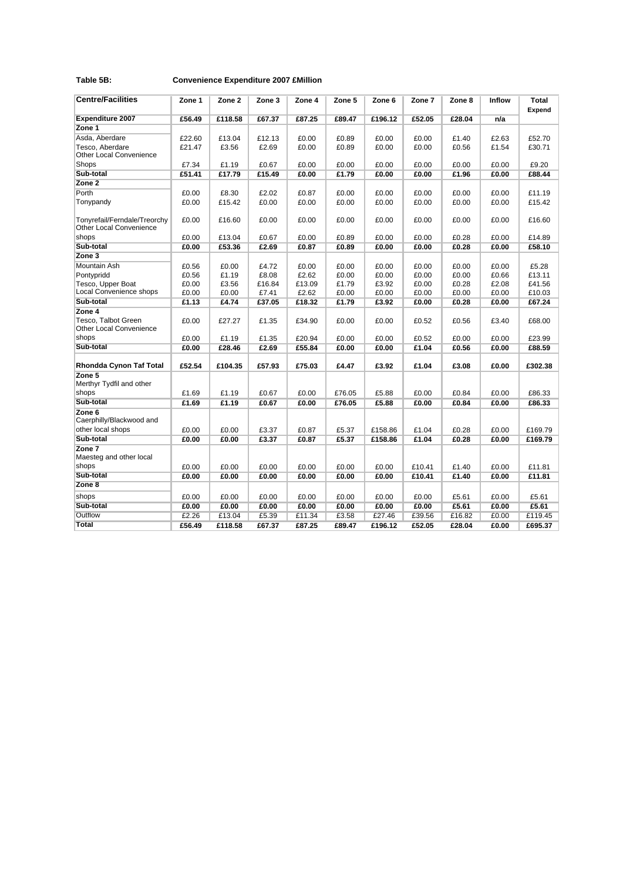**Table 5B:** **Convenience Expenditure 2007 £Million**

| Centre/Facilities | Zone 1 | Zone 2 | Zone 3 | Zone 4 | Zone 5 | Zone 6 | Zone 7 | Zone 8 | Inflow | Total Expend |
|---|---|---|---|---|---|---|---|---|---|---|
| **Expenditure 2007** | **£56.49** | **£118.58** | **£67.37** | **£87.25** | **£89.47** | **£196.12** | **£52.05** | **£28.04** | **n/a** | |
| **Zone 1** | | | | | | | | | | |
| Asda, Aberdare | £22.60 | £13.04 | £12.13 | £0.00 | £0.89 | £0.00 | £0.00 | £1.40 | £2.63 | £52.70 |
| Tesco, Aberdare | £21.47 | £3.56 | £2.69 | £0.00 | £0.89 | £0.00 | £0.00 | £0.56 | £1.54 | £30.71 |
| Other Local Convenience Shops | £7.34 | £1.19 | £0.67 | £0.00 | £0.00 | £0.00 | £0.00 | £0.00 | £0.00 | £9.20 |
| **Sub-total** | **£51.41** | **£17.79** | **£15.49** | **£0.00** | **£1.79** | **£0.00** | **£0.00** | **£1.96** | **£0.00** | **£88.44** |
| **Zone 2** | | | | | | | | | | |
| Porth | £0.00 | £8.30 | £2.02 | £0.87 | £0.00 | £0.00 | £0.00 | £0.00 | £0.00 | £11.19 |
| Tonypandy | £0.00 | £15.42 | £0.00 | £0.00 | £0.00 | £0.00 | £0.00 | £0.00 | £0.00 | £15.42 |
| Tonyrefail/Ferndale/Treorchy | £0.00 | £16.60 | £0.00 | £0.00 | £0.00 | £0.00 | £0.00 | £0.00 | £0.00 | £16.60 |
| Other Local Convenience shops | £0.00 | £13.04 | £0.67 | £0.00 | £0.89 | £0.00 | £0.00 | £0.28 | £0.00 | £14.89 |
| **Sub-total** | **£0.00** | **£53.36** | **£2.69** | **£0.87** | **£0.89** | **£0.00** | **£0.00** | **£0.28** | **£0.00** | **£58.10** |
| **Zone 3** | | | | | | | | | | |
| Mountain Ash | £0.56 | £0.00 | £4.72 | £0.00 | £0.00 | £0.00 | £0.00 | £0.00 | £0.00 | £5.28 |
| Pontypridd | £0.56 | £1.19 | £8.08 | £2.62 | £0.00 | £0.00 | £0.00 | £0.00 | £0.66 | £13.11 |
| Tesco, Upper Boat | £0.00 | £3.56 | £16.84 | £13.09 | £1.79 | £3.92 | £0.00 | £0.28 | £2.08 | £41.56 |
| Local Convenience shops | £0.00 | £0.00 | £7.41 | £2.62 | £0.00 | £0.00 | £0.00 | £0.00 | £0.00 | £10.03 |
| **Sub-total** | **£1.13** | **£4.74** | **£37.05** | **£18.32** | **£1.79** | **£3.92** | **£0.00** | **£0.28** | **£0.00** | **£67.24** |
| **Zone 4** | | | | | | | | | | |
| Tesco, Talbot Green | £0.00 | £27.27 | £1.35 | £34.90 | £0.00 | £0.00 | £0.52 | £0.56 | £3.40 | £68.00 |
| Other Local Convenience shops | £0.00 | £1.19 | £1.35 | £20.94 | £0.00 | £0.00 | £0.52 | £0.00 | £0.00 | £23.99 |
| **Sub-total** | **£0.00** | **£28.46** | **£2.69** | **£55.84** | **£0.00** | **£0.00** | **£1.04** | **£0.56** | **£0.00** | **£88.59** |
| **Rhondda Cynon Taf Total** | **£52.54** | **£104.35** | **£57.93** | **£75.03** | **£4.47** | **£3.92** | **£1.04** | **£3.08** | **£0.00** | **£302.38** |
| **Zone 5** | | | | | | | | | | |
| Merthyr Tydfil and other shops | £1.69 | £1.19 | £0.67 | £0.00 | £76.05 | £5.88 | £0.00 | £0.84 | £0.00 | £86.33 |
| **Sub-total** | **£1.69** | **£1.19** | **£0.67** | **£0.00** | **£76.05** | **£5.88** | **£0.00** | **£0.84** | **£0.00** | **£86.33** |
| **Zone 6** | | | | | | | | | | |
| Caerphilly/Blackwood and other local shops | £0.00 | £0.00 | £3.37 | £0.87 | £5.37 | £158.86 | £1.04 | £0.28 | £0.00 | £169.79 |
| **Sub-total** | **£0.00** | **£0.00** | **£3.37** | **£0.87** | **£5.37** | **£158.86** | **£1.04** | **£0.28** | **£0.00** | **£169.79** |
| **Zone 7** | | | | | | | | | | |
| Maesteg and other local shops | £0.00 | £0.00 | £0.00 | £0.00 | £0.00 | £0.00 | £10.41 | £1.40 | £0.00 | £11.81 |
| **Sub-total** | **£0.00** | **£0.00** | **£0.00** | **£0.00** | **£0.00** | **£0.00** | **£10.41** | **£1.40** | **£0.00** | **£11.81** |
| **Zone 8** | | | | | | | | | | |
| shops | £0.00 | £0.00 | £0.00 | £0.00 | £0.00 | £0.00 | £0.00 | £5.61 | £0.00 | £5.61 |
| **Sub-total** | **£0.00** | **£0.00** | **£0.00** | **£0.00** | **£0.00** | **£0.00** | **£0.00** | **£5.61** | **£0.00** | **£5.61** |
| Outflow | £2.26 | £13.04 | £5.39 | £11.34 | £3.58 | £27.46 | £39.56 | £16.82 | £0.00 | £119.45 |
| **Total** | **£56.49** | **£118.58** | **£67.37** | **£87.25** | **£89.47** | **£196.12** | **£52.05** | **£28.04** | **£0.00** | **£695.37** |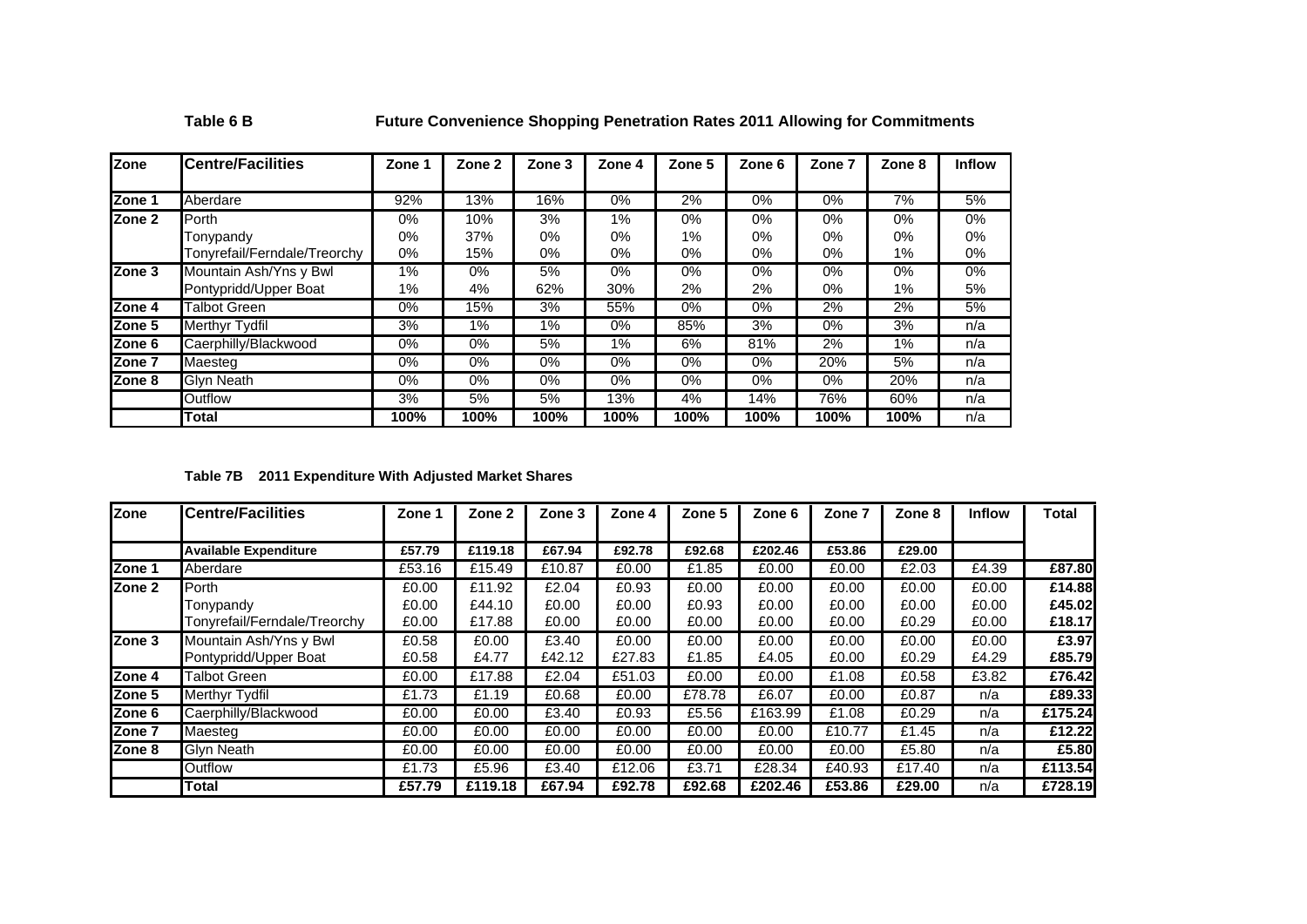**Table 6 B** **Future Convenience Shopping Penetration Rates 2011 Allowing for Commitments**

| Zone | Centre/Facilities | Zone 1 | Zone 2 | Zone 3 | Zone 4 | Zone 5 | Zone 6 | Zone 7 | Zone 8 | Inflow |
|---|---|---|---|---|---|---|---|---|---|---|
| Zone 1 | Aberdare | 92% | 13% | 16% | 0% | 2% | 0% | 0% | 7% | 5% |
| Zone 2 | Porth | 0% | 10% | 3% | 1% | 0% | 0% | 0% | 0% | 0% |
| | Tonypandy | 0% | 37% | 0% | 0% | 1% | 0% | 0% | 0% | 0% |
| | Tonyrefail/Ferndale/Treorchy | 0% | 15% | 0% | 0% | 0% | 0% | 0% | 1% | 0% |
| Zone 3 | Mountain Ash/Yns y Bwl | 1% | 0% | 5% | 0% | 0% | 0% | 0% | 0% | 0% |
| | Pontypridd/Upper Boat | 1% | 4% | 62% | 30% | 2% | 2% | 0% | 1% | 5% |
| Zone 4 | Talbot Green | 0% | 15% | 3% | 55% | 0% | 0% | 2% | 2% | 5% |
| Zone 5 | Merthyr Tydfil | 3% | 1% | 1% | 0% | 85% | 3% | 0% | 3% | n/a |
| Zone 6 | Caerphilly/Blackwood | 0% | 0% | 5% | 1% | 6% | 81% | 2% | 1% | n/a |
| Zone 7 | Maesteg | 0% | 0% | 0% | 0% | 0% | 0% | 20% | 5% | n/a |
| Zone 8 | Glyn Neath | 0% | 0% | 0% | 0% | 0% | 0% | 0% | 20% | n/a |
| | Outflow | 3% | 5% | 5% | 13% | 4% | 14% | 76% | 60% | n/a |
| | **Total** | **100%** | **100%** | **100%** | **100%** | **100%** | **100%** | **100%** | **100%** | n/a |

**Table 7B 2011 Expenditure With Adjusted Market Shares**

| Zone | Centre/Facilities | Zone 1 | Zone 2 | Zone 3 | Zone 4 | Zone 5 | Zone 6 | Zone 7 | Zone 8 | Inflow | Total |
|---|---|---|---|---|---|---|---|---|---|---|---|
| | **Available Expenditure** | **£57.79** | **£119.18** | **£67.94** | **£92.78** | **£92.68** | **£202.46** | **£53.86** | **£29.00** | | |
| Zone 1 | Aberdare | £53.16 | £15.49 | £10.87 | £0.00 | £1.85 | £0.00 | £0.00 | £2.03 | £4.39 | **£87.80** |
| Zone 2 | Porth | £0.00 | £11.92 | £2.04 | £0.93 | £0.00 | £0.00 | £0.00 | £0.00 | £0.00 | **£14.88** |
| | Tonypandy | £0.00 | £44.10 | £0.00 | £0.00 | £0.93 | £0.00 | £0.00 | £0.00 | £0.00 | **£45.02** |
| | Tonyrefail/Ferndale/Treorchy | £0.00 | £17.88 | £0.00 | £0.00 | £0.00 | £0.00 | £0.00 | £0.29 | £0.00 | **£18.17** |
| Zone 3 | Mountain Ash/Yns y Bwl | £0.58 | £0.00 | £3.40 | £0.00 | £0.00 | £0.00 | £0.00 | £0.00 | £0.00 | **£3.97** |
| | Pontypridd/Upper Boat | £0.58 | £4.77 | £42.12 | £27.83 | £1.85 | £4.05 | £0.00 | £0.29 | £4.29 | **£85.79** |
| Zone 4 | Talbot Green | £0.00 | £17.88 | £2.04 | £51.03 | £0.00 | £0.00 | £1.08 | £0.58 | £3.82 | **£76.42** |
| Zone 5 | Merthyr Tydfil | £1.73 | £1.19 | £0.68 | £0.00 | £78.78 | £6.07 | £0.00 | £0.87 | n/a | **£89.33** |
| Zone 6 | Caerphilly/Blackwood | £0.00 | £0.00 | £3.40 | £0.93 | £5.56 | £163.99 | £1.08 | £0.29 | n/a | **£175.24** |
| Zone 7 | Maesteg | £0.00 | £0.00 | £0.00 | £0.00 | £0.00 | £0.00 | £10.77 | £1.45 | n/a | **£12.22** |
| Zone 8 | Glyn Neath | £0.00 | £0.00 | £0.00 | £0.00 | £0.00 | £0.00 | £0.00 | £5.80 | n/a | **£5.80** |
| | Outflow | £1.73 | £5.96 | £3.40 | £12.06 | £3.71 | £28.34 | £40.93 | £17.40 | n/a | **£113.54** |
| | **Total** | **£57.79** | **£119.18** | **£67.94** | **£92.78** | **£92.68** | **£202.46** | **£53.86** | **£29.00** | n/a | **£728.19** |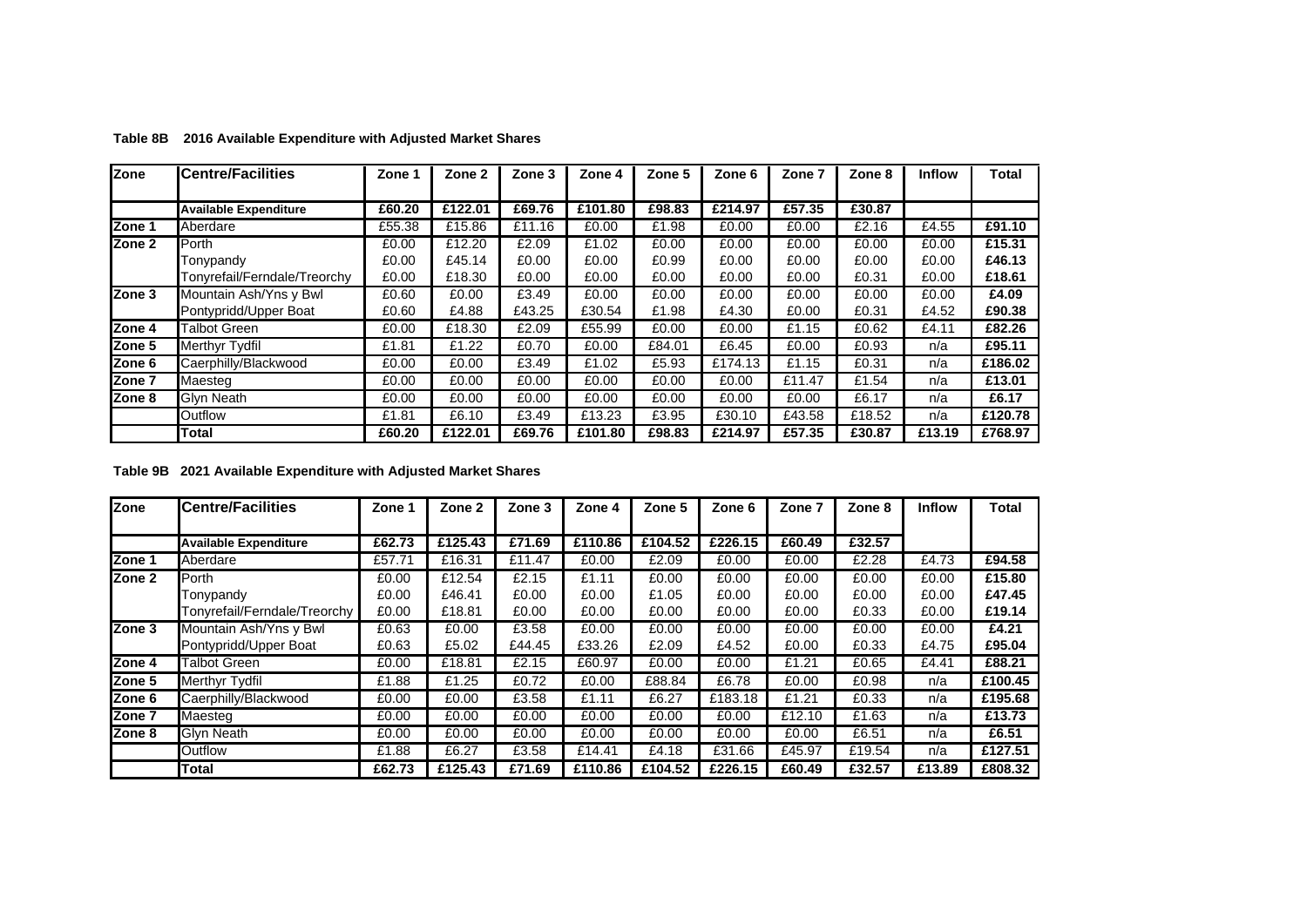**Table 8B 2016 Available Expenditure with Adjusted Market Shares**

| Zone | Centre/Facilities | Zone 1 | Zone 2 | Zone 3 | Zone 4 | Zone 5 | Zone 6 | Zone 7 | Zone 8 | Inflow | Total |
|---|---|---|---|---|---|---|---|---|---|---|---|
| | **Available Expenditure** | **£60.20** | **£122.01** | **£69.76** | **£101.80** | **£98.83** | **£214.97** | **£57.35** | **£30.87** | | |
| **Zone 1** | Aberdare | £55.38 | £15.86 | £11.16 | £0.00 | £1.98 | £0.00 | £0.00 | £2.16 | £4.55 | **£91.10** |
| **Zone 2** | Porth | £0.00 | £12.20 | £2.09 | £1.02 | £0.00 | £0.00 | £0.00 | £0.00 | £0.00 | **£15.31** |
| | Tonypandy | £0.00 | £45.14 | £0.00 | £0.00 | £0.99 | £0.00 | £0.00 | £0.00 | £0.00 | **£46.13** |
| | Tonyrefail/Ferndale/Treorchy | £0.00 | £18.30 | £0.00 | £0.00 | £0.00 | £0.00 | £0.00 | £0.31 | £0.00 | **£18.61** |
| **Zone 3** | Mountain Ash/Yns y Bwl | £0.60 | £0.00 | £3.49 | £0.00 | £0.00 | £0.00 | £0.00 | £0.00 | £0.00 | **£4.09** |
| | Pontypridd/Upper Boat | £0.60 | £4.88 | £43.25 | £30.54 | £1.98 | £4.30 | £0.00 | £0.31 | £4.52 | **£90.38** |
| **Zone 4** | Talbot Green | £0.00 | £18.30 | £2.09 | £55.99 | £0.00 | £0.00 | £1.15 | £0.62 | £4.11 | **£82.26** |
| **Zone 5** | Merthyr Tydfil | £1.81 | £1.22 | £0.70 | £0.00 | £84.01 | £6.45 | £0.00 | £0.93 | n/a | **£95.11** |
| **Zone 6** | Caerphilly/Blackwood | £0.00 | £0.00 | £3.49 | £1.02 | £5.93 | £174.13 | £1.15 | £0.31 | n/a | **£186.02** |
| **Zone 7** | Maesteg | £0.00 | £0.00 | £0.00 | £0.00 | £0.00 | £0.00 | £11.47 | £1.54 | n/a | **£13.01** |
| **Zone 8** | Glyn Neath | £0.00 | £0.00 | £0.00 | £0.00 | £0.00 | £0.00 | £0.00 | £6.17 | n/a | **£6.17** |
| | Outflow | £1.81 | £6.10 | £3.49 | £13.23 | £3.95 | £30.10 | £43.58 | £18.52 | n/a | **£120.78** |
| | **Total** | **£60.20** | **£122.01** | **£69.76** | **£101.80** | **£98.83** | **£214.97** | **£57.35** | **£30.87** | **£13.19** | **£768.97** |

**Table 9B 2021 Available Expenditure with Adjusted Market Shares**

| Zone | Centre/Facilities | Zone 1 | Zone 2 | Zone 3 | Zone 4 | Zone 5 | Zone 6 | Zone 7 | Zone 8 | Inflow | Total |
|---|---|---|---|---|---|---|---|---|---|---|---|
| | **Available Expenditure** | **£62.73** | **£125.43** | **£71.69** | **£110.86** | **£104.52** | **£226.15** | **£60.49** | **£32.57** | | |
| **Zone 1** | Aberdare | £57.71 | £16.31 | £11.47 | £0.00 | £2.09 | £0.00 | £0.00 | £2.28 | £4.73 | **£94.58** |
| **Zone 2** | Porth | £0.00 | £12.54 | £2.15 | £1.11 | £0.00 | £0.00 | £0.00 | £0.00 | £0.00 | **£15.80** |
| | Tonypandy | £0.00 | £46.41 | £0.00 | £0.00 | £1.05 | £0.00 | £0.00 | £0.00 | £0.00 | **£47.45** |
| | Tonyrefail/Ferndale/Treorchy | £0.00 | £18.81 | £0.00 | £0.00 | £0.00 | £0.00 | £0.00 | £0.33 | £0.00 | **£19.14** |
| **Zone 3** | Mountain Ash/Yns y Bwl | £0.63 | £0.00 | £3.58 | £0.00 | £0.00 | £0.00 | £0.00 | £0.00 | £0.00 | **£4.21** |
| | Pontypridd/Upper Boat | £0.63 | £5.02 | £44.45 | £33.26 | £2.09 | £4.52 | £0.00 | £0.33 | £4.75 | **£95.04** |
| **Zone 4** | Talbot Green | £0.00 | £18.81 | £2.15 | £60.97 | £0.00 | £0.00 | £1.21 | £0.65 | £4.41 | **£88.21** |
| **Zone 5** | Merthyr Tydfil | £1.88 | £1.25 | £0.72 | £0.00 | £88.84 | £6.78 | £0.00 | £0.98 | n/a | **£100.45** |
| **Zone 6** | Caerphilly/Blackwood | £0.00 | £0.00 | £3.58 | £1.11 | £6.27 | £183.18 | £1.21 | £0.33 | n/a | **£195.68** |
| **Zone 7** | Maesteg | £0.00 | £0.00 | £0.00 | £0.00 | £0.00 | £0.00 | £12.10 | £1.63 | n/a | **£13.73** |
| **Zone 8** | Glyn Neath | £0.00 | £0.00 | £0.00 | £0.00 | £0.00 | £0.00 | £0.00 | £6.51 | n/a | **£6.51** |
| | Outflow | £1.88 | £6.27 | £3.58 | £14.41 | £4.18 | £31.66 | £45.97 | £19.54 | n/a | **£127.51** |
| | **Total** | **£62.73** | **£125.43** | **£71.69** | **£110.86** | **£104.52** | **£226.15** | **£60.49** | **£32.57** | **£13.89** | **£808.32** |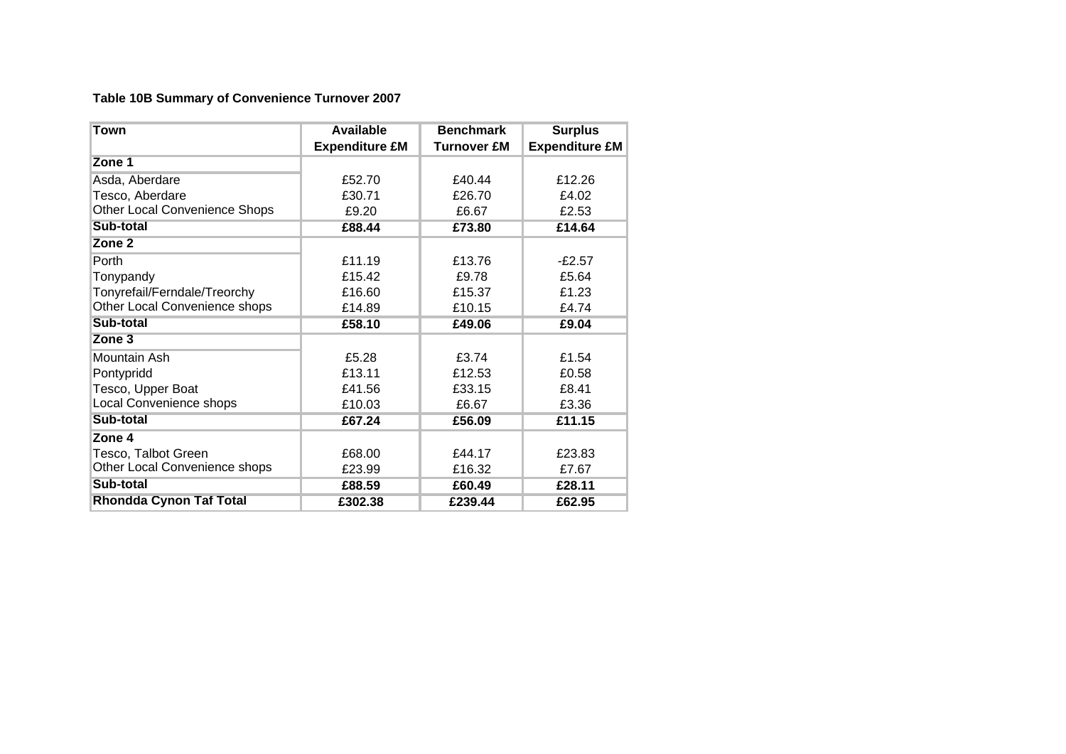**Table 10B Summary of Convenience Turnover 2007**

| Town | Available Expenditure £M | Benchmark Turnover £M | Surplus Expenditure £M |
|---|---|---|---|
| **Zone 1** | | | |
| Asda, Aberdare | £52.70 | £40.44 | £12.26 |
| Tesco, Aberdare | £30.71 | £26.70 | £4.02 |
| Other Local Convenience Shops | £9.20 | £6.67 | £2.53 |
| **Sub-total** | **£88.44** | **£73.80** | **£14.64** |
| **Zone 2** | | | |
| Porth | £11.19 | £13.76 | -£2.57 |
| Tonypandy | £15.42 | £9.78 | £5.64 |
| Tonyrefail/Ferndale/Treorchy | £16.60 | £15.37 | £1.23 |
| Other Local Convenience shops | £14.89 | £10.15 | £4.74 |
| **Sub-total** | **£58.10** | **£49.06** | **£9.04** |
| **Zone 3** | | | |
| Mountain Ash | £5.28 | £3.74 | £1.54 |
| Pontypridd | £13.11 | £12.53 | £0.58 |
| Tesco, Upper Boat | £41.56 | £33.15 | £8.41 |
| Local Convenience shops | £10.03 | £6.67 | £3.36 |
| **Sub-total** | **£67.24** | **£56.09** | **£11.15** |
| **Zone 4** | | | |
| Tesco, Talbot Green | £68.00 | £44.17 | £23.83 |
| Other Local Convenience shops | £23.99 | £16.32 | £7.67 |
| **Sub-total** | **£88.59** | **£60.49** | **£28.11** |
| **Rhondda Cynon Taf Total** | **£302.38** | **£239.44** | **£62.95** |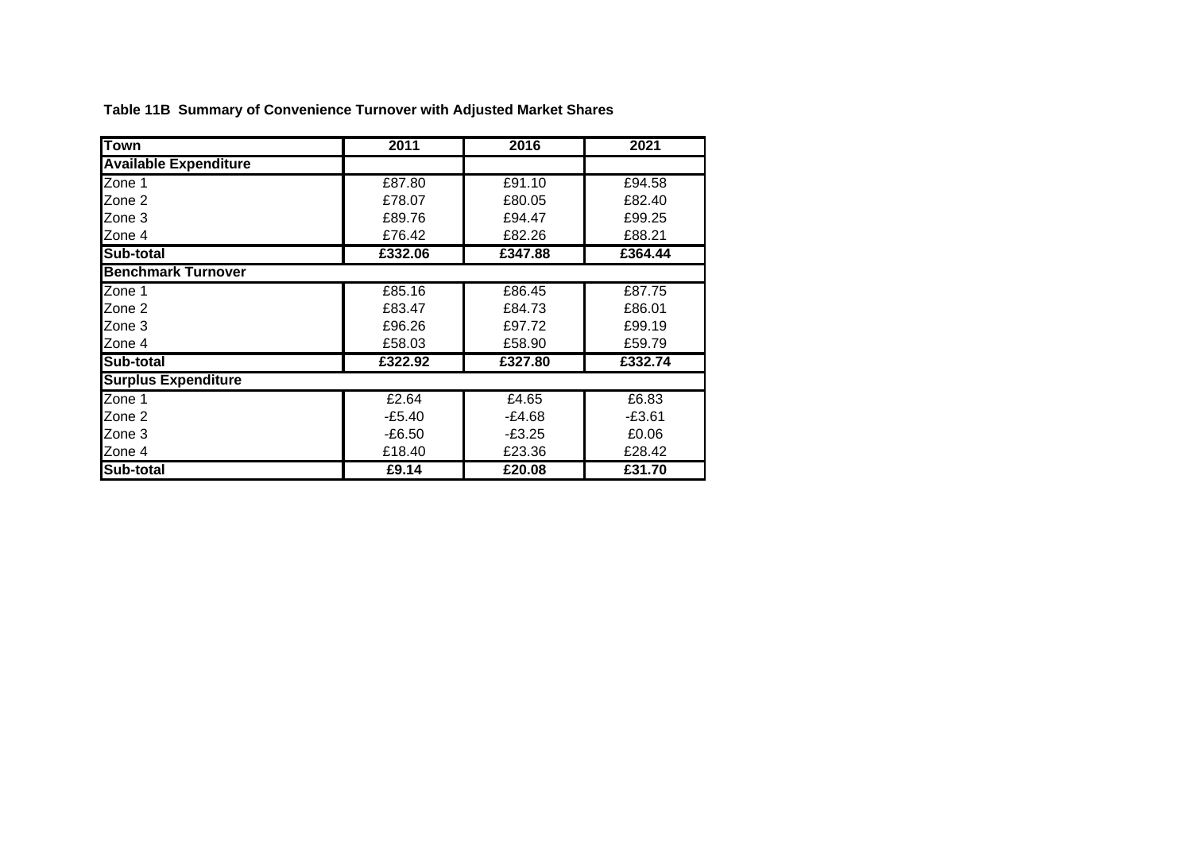**Table 11B Summary of Convenience Turnover with Adjusted Market Shares**

| Town | 2011 | 2016 | 2021 |
|---|---|---|---|
| **Available Expenditure** | | | |
| Zone 1 | £87.80 | £91.10 | £94.58 |
| Zone 2 | £78.07 | £80.05 | £82.40 |
| Zone 3 | £89.76 | £94.47 | £99.25 |
| Zone 4 | £76.42 | £82.26 | £88.21 |
| **Sub-total** | **£332.06** | **£347.88** | **£364.44** |
| **Benchmark Turnover** | | | |
| Zone 1 | £85.16 | £86.45 | £87.75 |
| Zone 2 | £83.47 | £84.73 | £86.01 |
| Zone 3 | £96.26 | £97.72 | £99.19 |
| Zone 4 | £58.03 | £58.90 | £59.79 |
| **Sub-total** | **£322.92** | **£327.80** | **£332.74** |
| **Surplus Expenditure** | | | |
| Zone 1 | £2.64 | £4.65 | £6.83 |
| Zone 2 | -£5.40 | -£4.68 | -£3.61 |
| Zone 3 | -£6.50 | -£3.25 | £0.06 |
| Zone 4 | £18.40 | £23.36 | £28.42 |
| **Sub-total** | **£9.14** | **£20.08** | **£31.70** |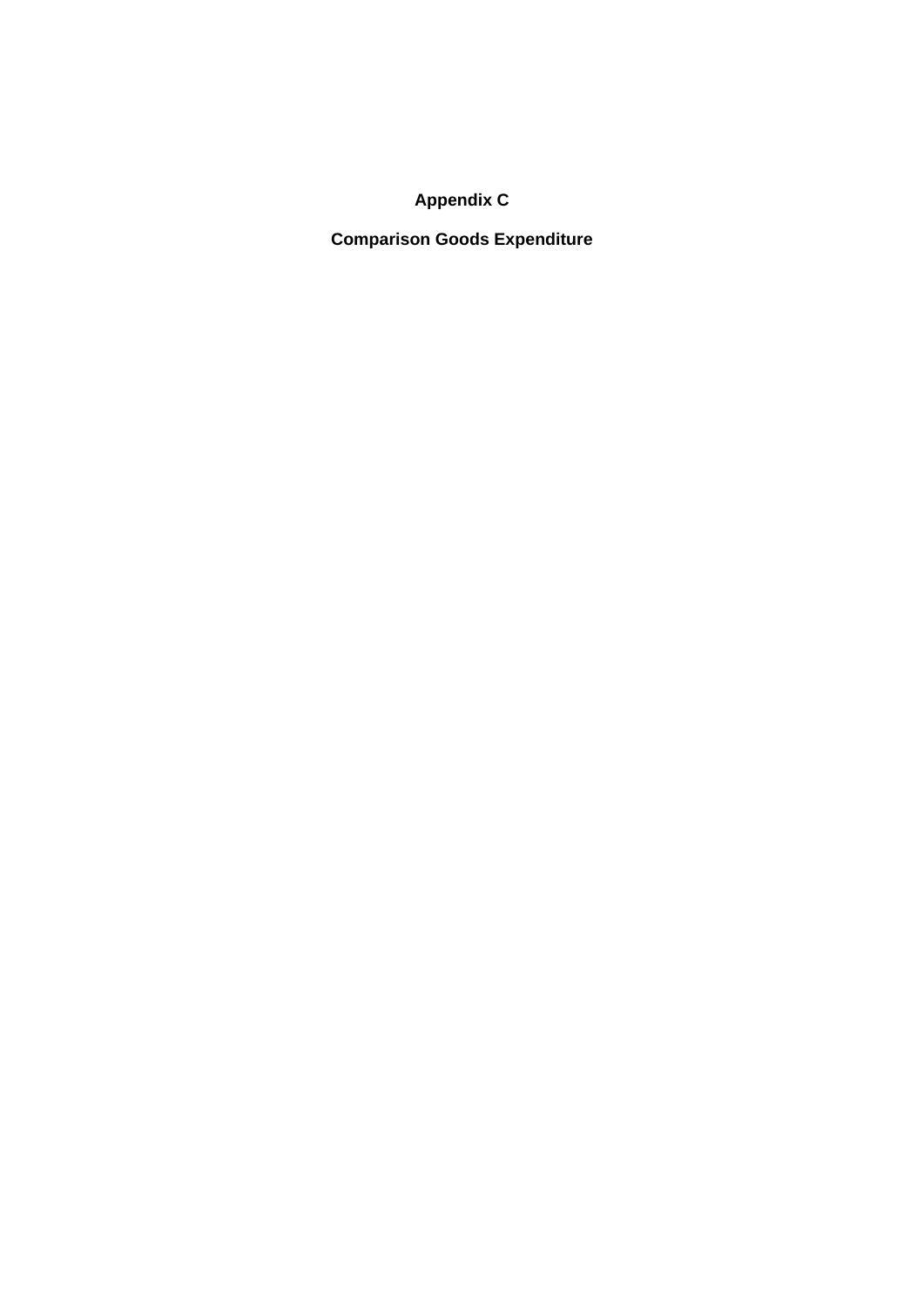# Appendix C

## Comparison Goods Expenditure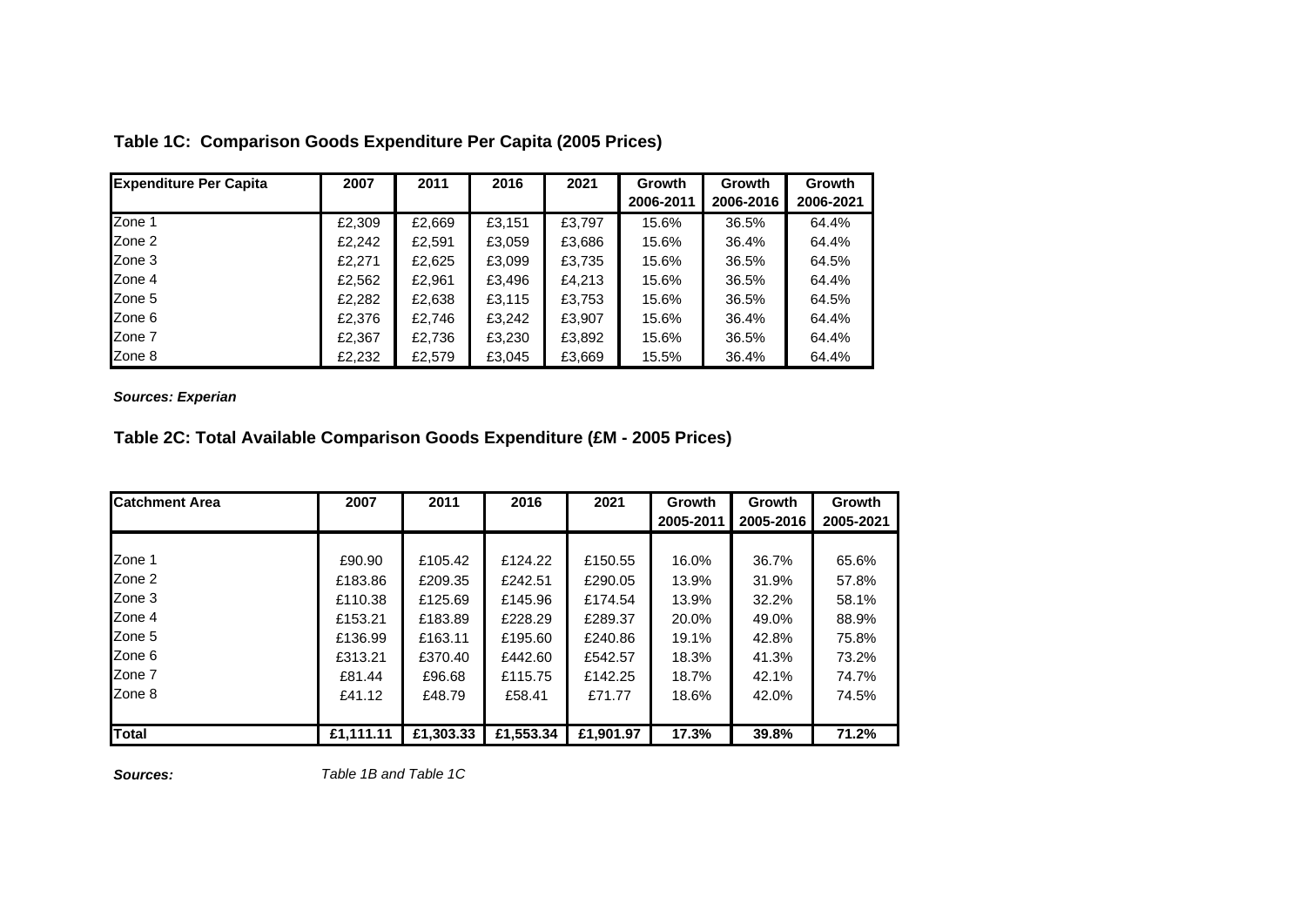### Table 1C: Comparison Goods Expenditure Per Capita (2005 Prices)

| Expenditure Per Capita | 2007 | 2011 | 2016 | 2021 | Growth 2006-2011 | Growth 2006-2016 | Growth 2006-2021 |
|---|---|---|---|---|---|---|---|
| Zone 1 | £2,309 | £2,669 | £3,151 | £3,797 | 15.6% | 36.5% | 64.4% |
| Zone 2 | £2,242 | £2,591 | £3,059 | £3,686 | 15.6% | 36.4% | 64.4% |
| Zone 3 | £2,271 | £2,625 | £3,099 | £3,735 | 15.6% | 36.5% | 64.5% |
| Zone 4 | £2,562 | £2,961 | £3,496 | £4,213 | 15.6% | 36.5% | 64.4% |
| Zone 5 | £2,282 | £2,638 | £3,115 | £3,753 | 15.6% | 36.5% | 64.5% |
| Zone 6 | £2,376 | £2,746 | £3,242 | £3,907 | 15.6% | 36.4% | 64.4% |
| Zone 7 | £2,367 | £2,736 | £3,230 | £3,892 | 15.6% | 36.5% | 64.4% |
| Zone 8 | £2,232 | £2,579 | £3,045 | £3,669 | 15.5% | 36.4% | 64.4% |

***Sources: Experian***

### Table 2C: Total Available Comparison Goods Expenditure (£M - 2005 Prices)

| Catchment Area | 2007 | 2011 | 2016 | 2021 | Growth 2005-2011 | Growth 2005-2016 | Growth 2005-2021 |
|---|---|---|---|---|---|---|---|
| Zone 1 | £90.90 | £105.42 | £124.22 | £150.55 | 16.0% | 36.7% | 65.6% |
| Zone 2 | £183.86 | £209.35 | £242.51 | £290.05 | 13.9% | 31.9% | 57.8% |
| Zone 3 | £110.38 | £125.69 | £145.96 | £174.54 | 13.9% | 32.2% | 58.1% |
| Zone 4 | £153.21 | £183.89 | £228.29 | £289.37 | 20.0% | 49.0% | 88.9% |
| Zone 5 | £136.99 | £163.11 | £195.60 | £240.86 | 19.1% | 42.8% | 75.8% |
| Zone 6 | £313.21 | £370.40 | £442.60 | £542.57 | 18.3% | 41.3% | 73.2% |
| Zone 7 | £81.44 | £96.68 | £115.75 | £142.25 | 18.7% | 42.1% | 74.7% |
| Zone 8 | £41.12 | £48.79 | £58.41 | £71.77 | 18.6% | 42.0% | 74.5% |
| **Total** | **£1,111.11** | **£1,303.33** | **£1,553.34** | **£1,901.97** | **17.3%** | **39.8%** | **71.2%** |

***Sources:*** *Table 1B and Table 1C*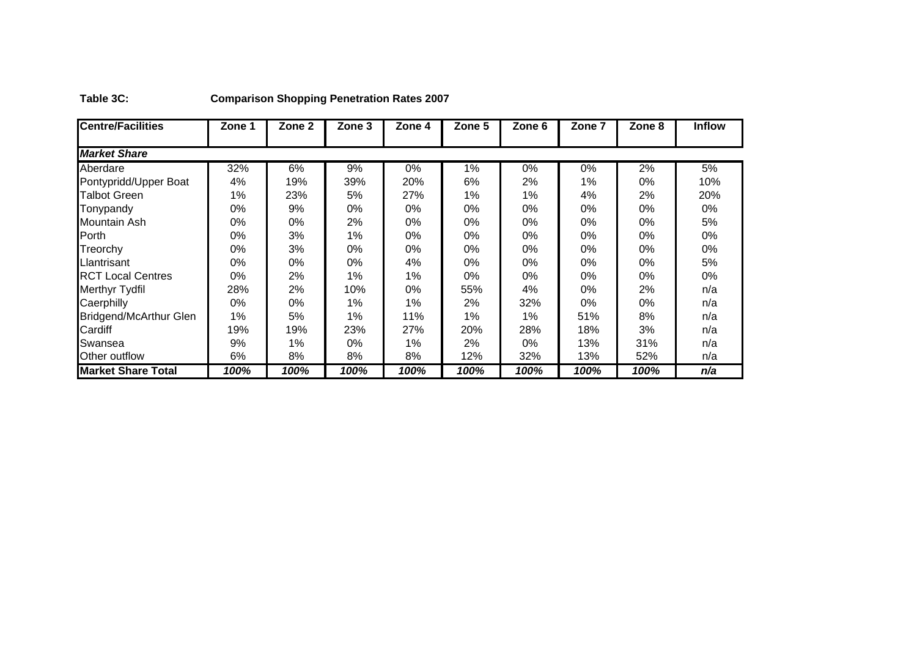**Table 3C:** **Comparison Shopping Penetration Rates 2007**

| Centre/Facilities | Zone 1 | Zone 2 | Zone 3 | Zone 4 | Zone 5 | Zone 6 | Zone 7 | Zone 8 | Inflow |
|---|---|---|---|---|---|---|---|---|---|
| ***Market Share*** | | | | | | | | | |
| Aberdare | 32% | 6% | 9% | 0% | 1% | 0% | 0% | 2% | 5% |
| Pontypridd/Upper Boat | 4% | 19% | 39% | 20% | 6% | 2% | 1% | 0% | 10% |
| Talbot Green | 1% | 23% | 5% | 27% | 1% | 1% | 4% | 2% | 20% |
| Tonypandy | 0% | 9% | 0% | 0% | 0% | 0% | 0% | 0% | 0% |
| Mountain Ash | 0% | 0% | 2% | 0% | 0% | 0% | 0% | 0% | 5% |
| Porth | 0% | 3% | 1% | 0% | 0% | 0% | 0% | 0% | 0% |
| Treorchy | 0% | 3% | 0% | 0% | 0% | 0% | 0% | 0% | 0% |
| Llantrisant | 0% | 0% | 0% | 4% | 0% | 0% | 0% | 0% | 5% |
| RCT Local Centres | 0% | 2% | 1% | 1% | 0% | 0% | 0% | 0% | 0% |
| Merthyr Tydfil | 28% | 2% | 10% | 0% | 55% | 4% | 0% | 2% | n/a |
| Caerphilly | 0% | 0% | 1% | 1% | 2% | 32% | 0% | 0% | n/a |
| Bridgend/McArthur Glen | 1% | 5% | 1% | 11% | 1% | 1% | 51% | 8% | n/a |
| Cardiff | 19% | 19% | 23% | 27% | 20% | 28% | 18% | 3% | n/a |
| Swansea | 9% | 1% | 0% | 1% | 2% | 0% | 13% | 31% | n/a |
| Other outflow | 6% | 8% | 8% | 8% | 12% | 32% | 13% | 52% | n/a |
| **Market Share Total** | ***100%*** | ***100%*** | ***100%*** | ***100%*** | ***100%*** | ***100%*** | ***100%*** | ***100%*** | ***n/a*** |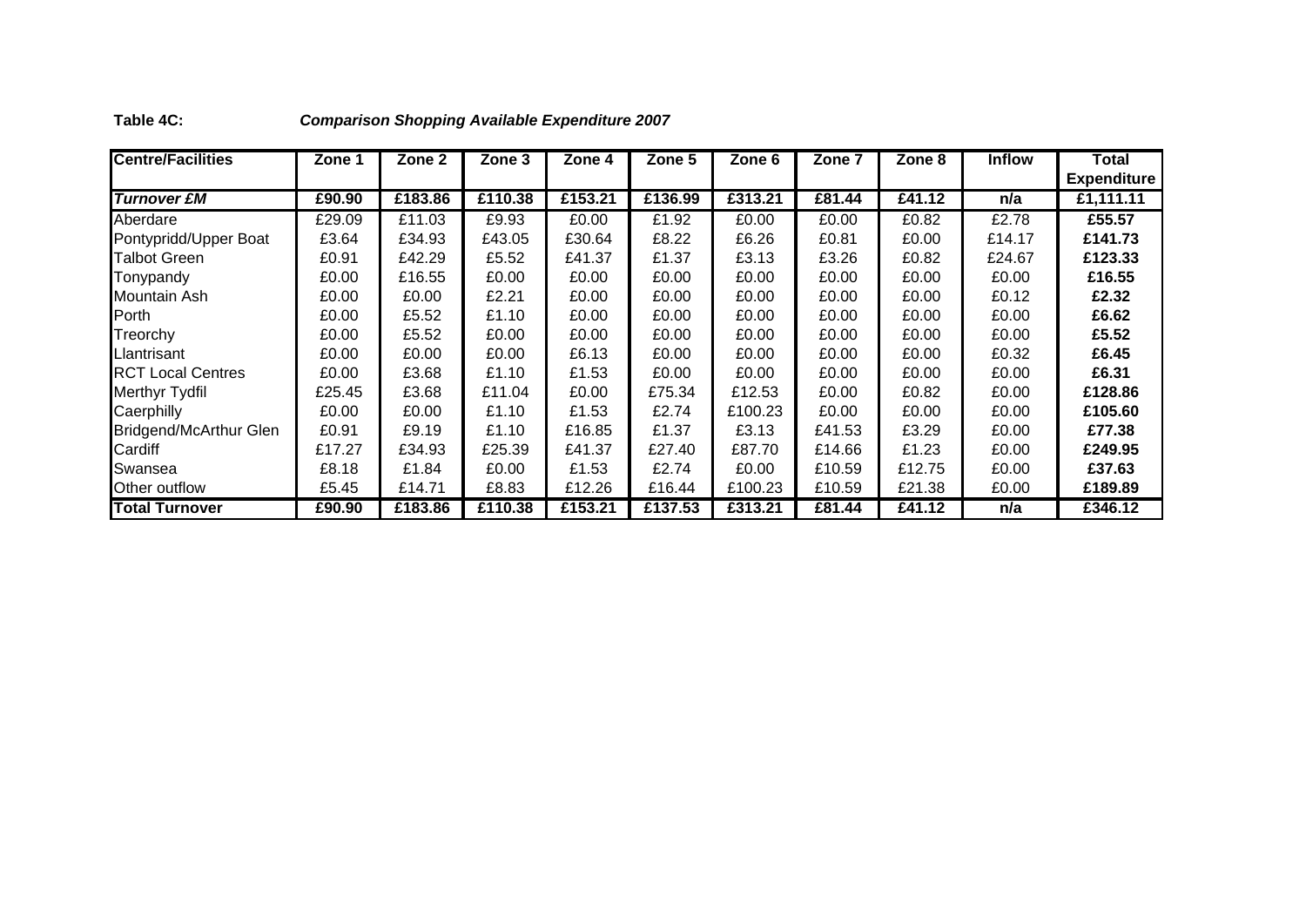**Table 4C:** ***Comparison Shopping Available Expenditure 2007***

| Centre/Facilities | Zone 1 | Zone 2 | Zone 3 | Zone 4 | Zone 5 | Zone 6 | Zone 7 | Zone 8 | Inflow | Total Expenditure |
|---|---|---|---|---|---|---|---|---|---|---|
| ***Turnover £M*** | **£90.90** | **£183.86** | **£110.38** | **£153.21** | **£136.99** | **£313.21** | **£81.44** | **£41.12** | **n/a** | **£1,111.11** |
| Aberdare | £29.09 | £11.03 | £9.93 | £0.00 | £1.92 | £0.00 | £0.00 | £0.82 | £2.78 | **£55.57** |
| Pontypridd/Upper Boat | £3.64 | £34.93 | £43.05 | £30.64 | £8.22 | £6.26 | £0.81 | £0.00 | £14.17 | **£141.73** |
| Talbot Green | £0.91 | £42.29 | £5.52 | £41.37 | £1.37 | £3.13 | £3.26 | £0.82 | £24.67 | **£123.33** |
| Tonypandy | £0.00 | £16.55 | £0.00 | £0.00 | £0.00 | £0.00 | £0.00 | £0.00 | £0.00 | **£16.55** |
| Mountain Ash | £0.00 | £0.00 | £2.21 | £0.00 | £0.00 | £0.00 | £0.00 | £0.00 | £0.12 | **£2.32** |
| Porth | £0.00 | £5.52 | £1.10 | £0.00 | £0.00 | £0.00 | £0.00 | £0.00 | £0.00 | **£6.62** |
| Treorchy | £0.00 | £5.52 | £0.00 | £0.00 | £0.00 | £0.00 | £0.00 | £0.00 | £0.00 | **£5.52** |
| Llantrisant | £0.00 | £0.00 | £0.00 | £6.13 | £0.00 | £0.00 | £0.00 | £0.00 | £0.32 | **£6.45** |
| RCT Local Centres | £0.00 | £3.68 | £1.10 | £1.53 | £0.00 | £0.00 | £0.00 | £0.00 | £0.00 | **£6.31** |
| Merthyr Tydfil | £25.45 | £3.68 | £11.04 | £0.00 | £75.34 | £12.53 | £0.00 | £0.82 | £0.00 | **£128.86** |
| Caerphilly | £0.00 | £0.00 | £1.10 | £1.53 | £2.74 | £100.23 | £0.00 | £0.00 | £0.00 | **£105.60** |
| Bridgend/McArthur Glen | £0.91 | £9.19 | £1.10 | £16.85 | £1.37 | £3.13 | £41.53 | £3.29 | £0.00 | **£77.38** |
| Cardiff | £17.27 | £34.93 | £25.39 | £41.37 | £27.40 | £87.70 | £14.66 | £1.23 | £0.00 | **£249.95** |
| Swansea | £8.18 | £1.84 | £0.00 | £1.53 | £2.74 | £0.00 | £10.59 | £12.75 | £0.00 | **£37.63** |
| Other outflow | £5.45 | £14.71 | £8.83 | £12.26 | £16.44 | £100.23 | £10.59 | £21.38 | £0.00 | **£189.89** |
| **Total Turnover** | **£90.90** | **£183.86** | **£110.38** | **£153.21** | **£137.53** | **£313.21** | **£81.44** | **£41.12** | **n/a** | **£346.12** |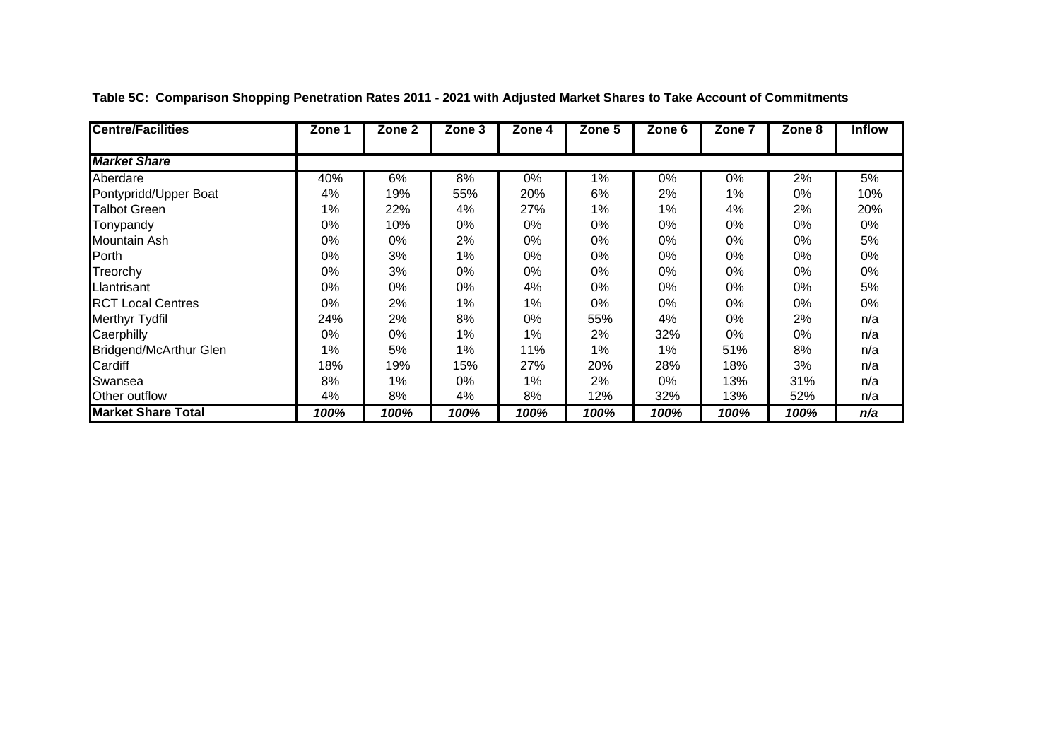**Table 5C: Comparison Shopping Penetration Rates 2011 - 2021 with Adjusted Market Shares to Take Account of Commitments**

| Centre/Facilities | Zone 1 | Zone 2 | Zone 3 | Zone 4 | Zone 5 | Zone 6 | Zone 7 | Zone 8 | Inflow |
|---|---|---|---|---|---|---|---|---|---|
| ***Market Share*** | | | | | | | | | |
| Aberdare | 40% | 6% | 8% | 0% | 1% | 0% | 0% | 2% | 5% |
| Pontypridd/Upper Boat | 4% | 19% | 55% | 20% | 6% | 2% | 1% | 0% | 10% |
| Talbot Green | 1% | 22% | 4% | 27% | 1% | 1% | 4% | 2% | 20% |
| Tonypandy | 0% | 10% | 0% | 0% | 0% | 0% | 0% | 0% | 0% |
| Mountain Ash | 0% | 0% | 2% | 0% | 0% | 0% | 0% | 0% | 5% |
| Porth | 0% | 3% | 1% | 0% | 0% | 0% | 0% | 0% | 0% |
| Treorchy | 0% | 3% | 0% | 0% | 0% | 0% | 0% | 0% | 0% |
| Llantrisant | 0% | 0% | 0% | 4% | 0% | 0% | 0% | 0% | 5% |
| RCT Local Centres | 0% | 2% | 1% | 1% | 0% | 0% | 0% | 0% | 0% |
| Merthyr Tydfil | 24% | 2% | 8% | 0% | 55% | 4% | 0% | 2% | n/a |
| Caerphilly | 0% | 0% | 1% | 1% | 2% | 32% | 0% | 0% | n/a |
| Bridgend/McArthur Glen | 1% | 5% | 1% | 11% | 1% | 1% | 51% | 8% | n/a |
| Cardiff | 18% | 19% | 15% | 27% | 20% | 28% | 18% | 3% | n/a |
| Swansea | 8% | 1% | 0% | 1% | 2% | 0% | 13% | 31% | n/a |
| Other outflow | 4% | 8% | 4% | 8% | 12% | 32% | 13% | 52% | n/a |
| **Market Share Total** | ***100%*** | ***100%*** | ***100%*** | ***100%*** | ***100%*** | ***100%*** | ***100%*** | ***100%*** | ***n/a*** |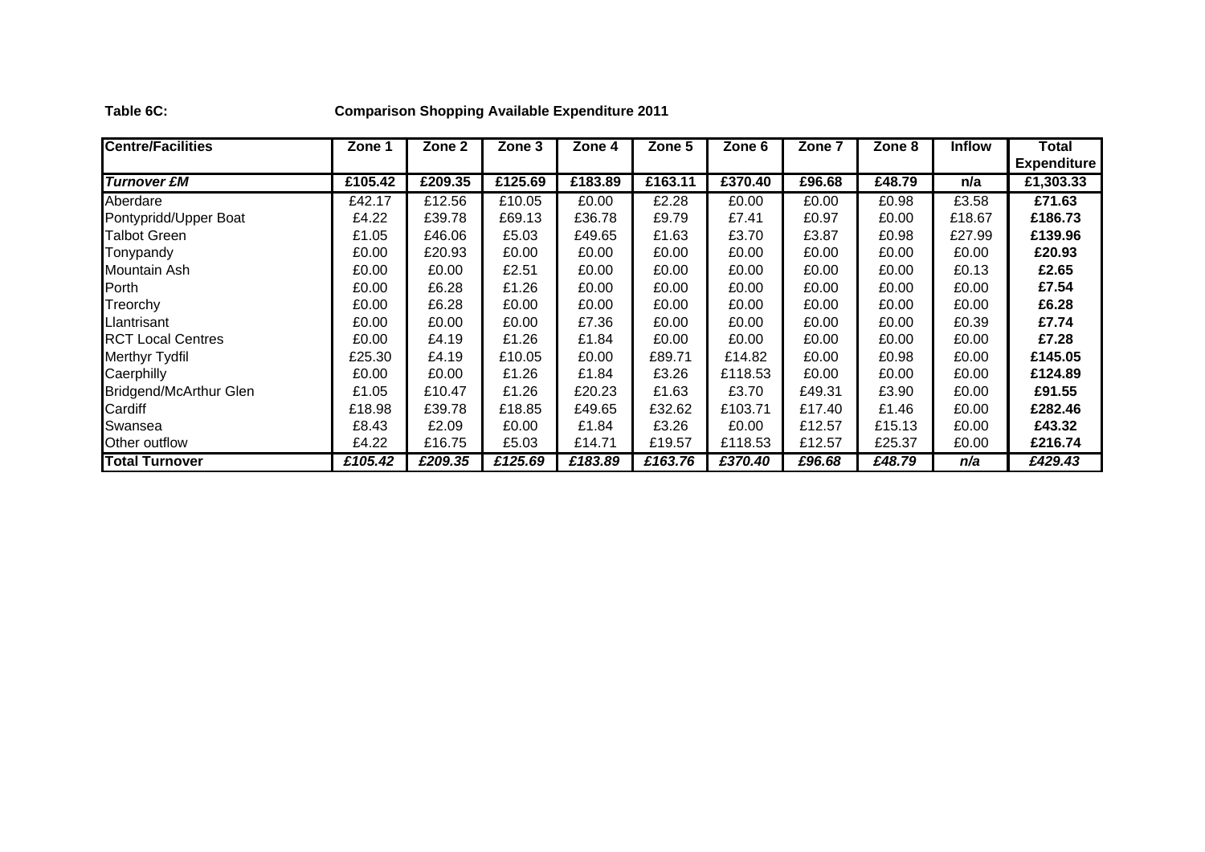**Table 6C:** **Comparison Shopping Available Expenditure 2011**

| Centre/Facilities | Zone 1 | Zone 2 | Zone 3 | Zone 4 | Zone 5 | Zone 6 | Zone 7 | Zone 8 | Inflow | Total Expenditure |
|---|---|---|---|---|---|---|---|---|---|---|
| ***Turnover £M*** | **£105.42** | **£209.35** | **£125.69** | **£183.89** | **£163.11** | **£370.40** | **£96.68** | **£48.79** | **n/a** | **£1,303.33** |
| Aberdare | £42.17 | £12.56 | £10.05 | £0.00 | £2.28 | £0.00 | £0.00 | £0.98 | £3.58 | **£71.63** |
| Pontypridd/Upper Boat | £4.22 | £39.78 | £69.13 | £36.78 | £9.79 | £7.41 | £0.97 | £0.00 | £18.67 | **£186.73** |
| Talbot Green | £1.05 | £46.06 | £5.03 | £49.65 | £1.63 | £3.70 | £3.87 | £0.98 | £27.99 | **£139.96** |
| Tonypandy | £0.00 | £20.93 | £0.00 | £0.00 | £0.00 | £0.00 | £0.00 | £0.00 | £0.00 | **£20.93** |
| Mountain Ash | £0.00 | £0.00 | £2.51 | £0.00 | £0.00 | £0.00 | £0.00 | £0.00 | £0.13 | **£2.65** |
| Porth | £0.00 | £6.28 | £1.26 | £0.00 | £0.00 | £0.00 | £0.00 | £0.00 | £0.00 | **£7.54** |
| Treorchy | £0.00 | £6.28 | £0.00 | £0.00 | £0.00 | £0.00 | £0.00 | £0.00 | £0.00 | **£6.28** |
| Llantrisant | £0.00 | £0.00 | £0.00 | £7.36 | £0.00 | £0.00 | £0.00 | £0.00 | £0.39 | **£7.74** |
| RCT Local Centres | £0.00 | £4.19 | £1.26 | £1.84 | £0.00 | £0.00 | £0.00 | £0.00 | £0.00 | **£7.28** |
| Merthyr Tydfil | £25.30 | £4.19 | £10.05 | £0.00 | £89.71 | £14.82 | £0.00 | £0.98 | £0.00 | **£145.05** |
| Caerphilly | £0.00 | £0.00 | £1.26 | £1.84 | £3.26 | £118.53 | £0.00 | £0.00 | £0.00 | **£124.89** |
| Bridgend/McArthur Glen | £1.05 | £10.47 | £1.26 | £20.23 | £1.63 | £3.70 | £49.31 | £3.90 | £0.00 | **£91.55** |
| Cardiff | £18.98 | £39.78 | £18.85 | £49.65 | £32.62 | £103.71 | £17.40 | £1.46 | £0.00 | **£282.46** |
| Swansea | £8.43 | £2.09 | £0.00 | £1.84 | £3.26 | £0.00 | £12.57 | £15.13 | £0.00 | **£43.32** |
| Other outflow | £4.22 | £16.75 | £5.03 | £14.71 | £19.57 | £118.53 | £12.57 | £25.37 | £0.00 | **£216.74** |
| **Total Turnover** | ***£105.42*** | ***£209.35*** | ***£125.69*** | ***£183.89*** | ***£163.76*** | ***£370.40*** | ***£96.68*** | ***£48.79*** | ***n/a*** | ***£429.43*** |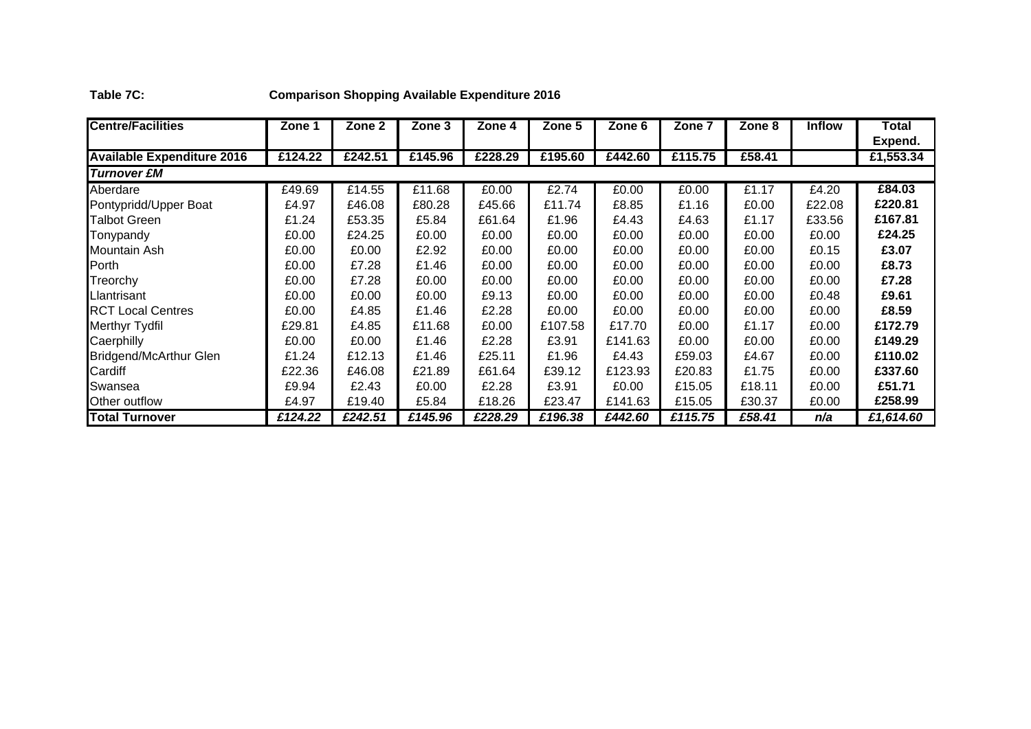**Table 7C: Comparison Shopping Available Expenditure 2016**

| Centre/Facilities | Zone 1 | Zone 2 | Zone 3 | Zone 4 | Zone 5 | Zone 6 | Zone 7 | Zone 8 | Inflow | Total Expend. |
|---|---|---|---|---|---|---|---|---|---|---|
| **Available Expenditure 2016** | **£124.22** | **£242.51** | **£145.96** | **£228.29** | **£195.60** | **£442.60** | **£115.75** | **£58.41** | | **£1,553.34** |
| ***Turnover £M*** | | | | | | | | | | |
| Aberdare | £49.69 | £14.55 | £11.68 | £0.00 | £2.74 | £0.00 | £0.00 | £1.17 | £4.20 | **£84.03** |
| Pontypridd/Upper Boat | £4.97 | £46.08 | £80.28 | £45.66 | £11.74 | £8.85 | £1.16 | £0.00 | £22.08 | **£220.81** |
| Talbot Green | £1.24 | £53.35 | £5.84 | £61.64 | £1.96 | £4.43 | £4.63 | £1.17 | £33.56 | **£167.81** |
| Tonypandy | £0.00 | £24.25 | £0.00 | £0.00 | £0.00 | £0.00 | £0.00 | £0.00 | £0.00 | **£24.25** |
| Mountain Ash | £0.00 | £0.00 | £2.92 | £0.00 | £0.00 | £0.00 | £0.00 | £0.00 | £0.15 | **£3.07** |
| Porth | £0.00 | £7.28 | £1.46 | £0.00 | £0.00 | £0.00 | £0.00 | £0.00 | £0.00 | **£8.73** |
| Treorchy | £0.00 | £7.28 | £0.00 | £0.00 | £0.00 | £0.00 | £0.00 | £0.00 | £0.00 | **£7.28** |
| Llantrisant | £0.00 | £0.00 | £0.00 | £9.13 | £0.00 | £0.00 | £0.00 | £0.00 | £0.48 | **£9.61** |
| RCT Local Centres | £0.00 | £4.85 | £1.46 | £2.28 | £0.00 | £0.00 | £0.00 | £0.00 | £0.00 | **£8.59** |
| Merthyr Tydfil | £29.81 | £4.85 | £11.68 | £0.00 | £107.58 | £17.70 | £0.00 | £1.17 | £0.00 | **£172.79** |
| Caerphilly | £0.00 | £0.00 | £1.46 | £2.28 | £3.91 | £141.63 | £0.00 | £0.00 | £0.00 | **£149.29** |
| Bridgend/McArthur Glen | £1.24 | £12.13 | £1.46 | £25.11 | £1.96 | £4.43 | £59.03 | £4.67 | £0.00 | **£110.02** |
| Cardiff | £22.36 | £46.08 | £21.89 | £61.64 | £39.12 | £123.93 | £20.83 | £1.75 | £0.00 | **£337.60** |
| Swansea | £9.94 | £2.43 | £0.00 | £2.28 | £3.91 | £0.00 | £15.05 | £18.11 | £0.00 | **£51.71** |
| Other outflow | £4.97 | £19.40 | £5.84 | £18.26 | £23.47 | £141.63 | £15.05 | £30.37 | £0.00 | **£258.99** |
| **Total Turnover** | ***£124.22*** | ***£242.51*** | ***£145.96*** | ***£228.29*** | ***£196.38*** | ***£442.60*** | ***£115.75*** | ***£58.41*** | ***n/a*** | ***£1,614.60*** |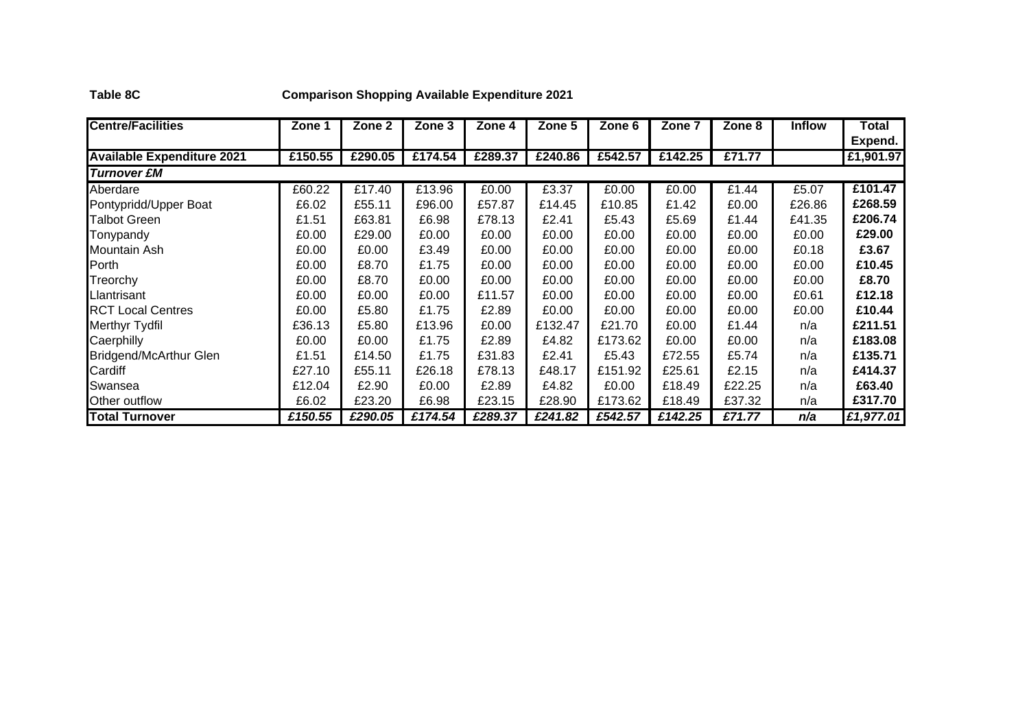**Table 8C** **Comparison Shopping Available Expenditure 2021**

| Centre/Facilities | Zone 1 | Zone 2 | Zone 3 | Zone 4 | Zone 5 | Zone 6 | Zone 7 | Zone 8 | Inflow | Total Expend. |
|---|---|---|---|---|---|---|---|---|---|---|
| **Available Expenditure 2021** | **£150.55** | **£290.05** | **£174.54** | **£289.37** | **£240.86** | **£542.57** | **£142.25** | **£71.77** | | **£1,901.97** |
| ***Turnover £M*** | | | | | | | | | | |
| Aberdare | £60.22 | £17.40 | £13.96 | £0.00 | £3.37 | £0.00 | £0.00 | £1.44 | £5.07 | **£101.47** |
| Pontypridd/Upper Boat | £6.02 | £55.11 | £96.00 | £57.87 | £14.45 | £10.85 | £1.42 | £0.00 | £26.86 | **£268.59** |
| Talbot Green | £1.51 | £63.81 | £6.98 | £78.13 | £2.41 | £5.43 | £5.69 | £1.44 | £41.35 | **£206.74** |
| Tonypandy | £0.00 | £29.00 | £0.00 | £0.00 | £0.00 | £0.00 | £0.00 | £0.00 | £0.00 | **£29.00** |
| Mountain Ash | £0.00 | £0.00 | £3.49 | £0.00 | £0.00 | £0.00 | £0.00 | £0.00 | £0.18 | **£3.67** |
| Porth | £0.00 | £8.70 | £1.75 | £0.00 | £0.00 | £0.00 | £0.00 | £0.00 | £0.00 | **£10.45** |
| Treorchy | £0.00 | £8.70 | £0.00 | £0.00 | £0.00 | £0.00 | £0.00 | £0.00 | £0.00 | **£8.70** |
| Llantrisant | £0.00 | £0.00 | £0.00 | £11.57 | £0.00 | £0.00 | £0.00 | £0.00 | £0.61 | **£12.18** |
| RCT Local Centres | £0.00 | £5.80 | £1.75 | £2.89 | £0.00 | £0.00 | £0.00 | £0.00 | £0.00 | **£10.44** |
| Merthyr Tydfil | £36.13 | £5.80 | £13.96 | £0.00 | £132.47 | £21.70 | £0.00 | £1.44 | n/a | **£211.51** |
| Caerphilly | £0.00 | £0.00 | £1.75 | £2.89 | £4.82 | £173.62 | £0.00 | £0.00 | n/a | **£183.08** |
| Bridgend/McArthur Glen | £1.51 | £14.50 | £1.75 | £31.83 | £2.41 | £5.43 | £72.55 | £5.74 | n/a | **£135.71** |
| Cardiff | £27.10 | £55.11 | £26.18 | £78.13 | £48.17 | £151.92 | £25.61 | £2.15 | n/a | **£414.37** |
| Swansea | £12.04 | £2.90 | £0.00 | £2.89 | £4.82 | £0.00 | £18.49 | £22.25 | n/a | **£63.40** |
| Other outflow | £6.02 | £23.20 | £6.98 | £23.15 | £28.90 | £173.62 | £18.49 | £37.32 | n/a | **£317.70** |
| **Total Turnover** | ***£150.55*** | ***£290.05*** | ***£174.54*** | ***£289.37*** | ***£241.82*** | ***£542.57*** | ***£142.25*** | ***£71.77*** | ***n/a*** | ***£1,977.01*** |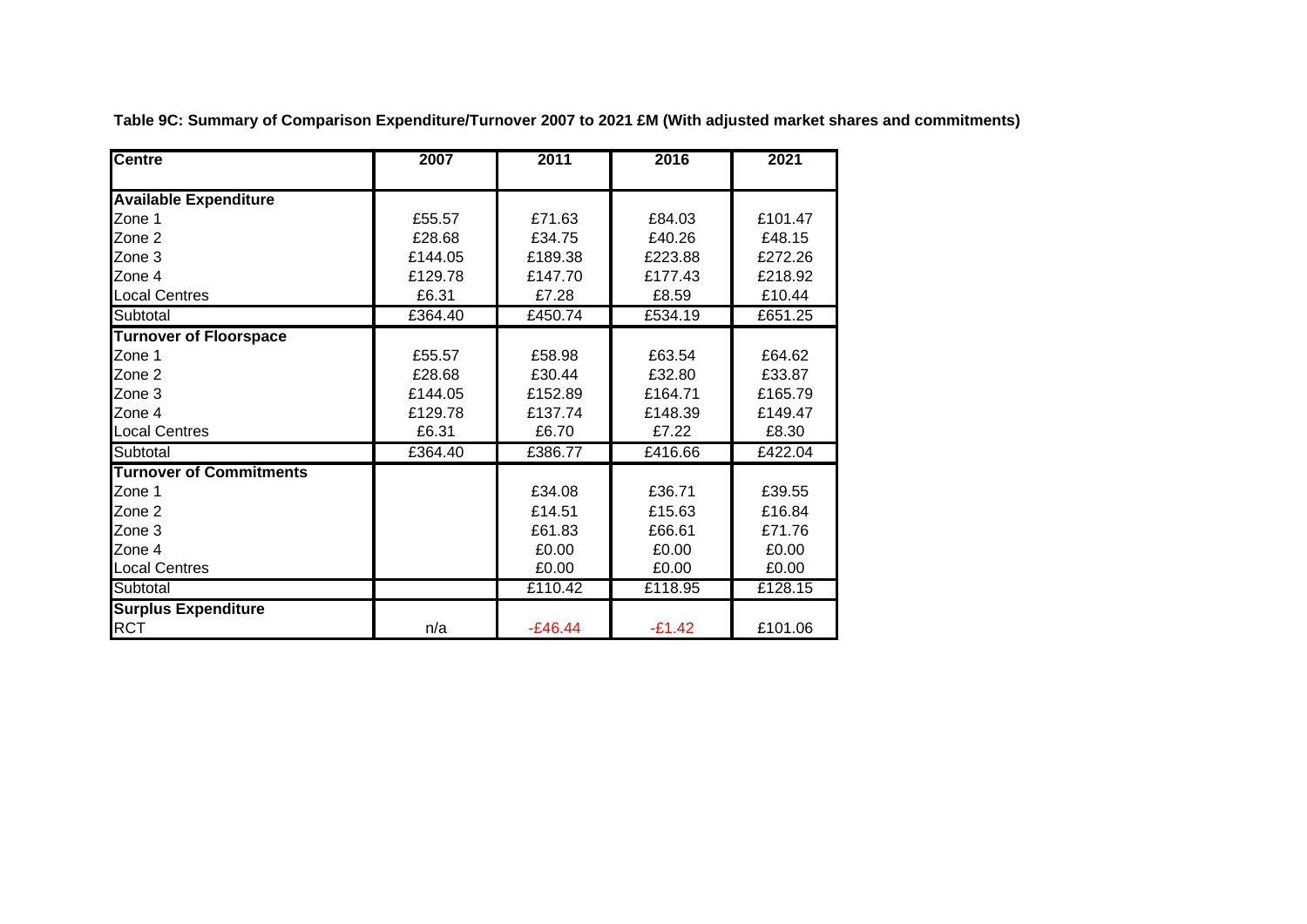**Table 9C: Summary of Comparison Expenditure/Turnover 2007 to 2021 £M (With adjusted market shares and commitments)**

| Centre | 2007 | 2011 | 2016 | 2021 |
|---|---|---|---|---|
| **Available Expenditure** | | | | |
| Zone 1 | £55.57 | £71.63 | £84.03 | £101.47 |
| Zone 2 | £28.68 | £34.75 | £40.26 | £48.15 |
| Zone 3 | £144.05 | £189.38 | £223.88 | £272.26 |
| Zone 4 | £129.78 | £147.70 | £177.43 | £218.92 |
| Local Centres | £6.31 | £7.28 | £8.59 | £10.44 |
| Subtotal | £364.40 | £450.74 | £534.19 | £651.25 |
| **Turnover of Floorspace** | | | | |
| Zone 1 | £55.57 | £58.98 | £63.54 | £64.62 |
| Zone 2 | £28.68 | £30.44 | £32.80 | £33.87 |
| Zone 3 | £144.05 | £152.89 | £164.71 | £165.79 |
| Zone 4 | £129.78 | £137.74 | £148.39 | £149.47 |
| Local Centres | £6.31 | £6.70 | £7.22 | £8.30 |
| Subtotal | £364.40 | £386.77 | £416.66 | £422.04 |
| **Turnover of Commitments** | | | | |
| Zone 1 | | £34.08 | £36.71 | £39.55 |
| Zone 2 | | £14.51 | £15.63 | £16.84 |
| Zone 3 | | £61.83 | £66.61 | £71.76 |
| Zone 4 | | £0.00 | £0.00 | £0.00 |
| Local Centres | | £0.00 | £0.00 | £0.00 |
| Subtotal | | £110.42 | £118.95 | £128.15 |
| **Surplus Expenditure** | | | | |
| RCT | n/a | -£46.44 | -£1.42 | £101.06 |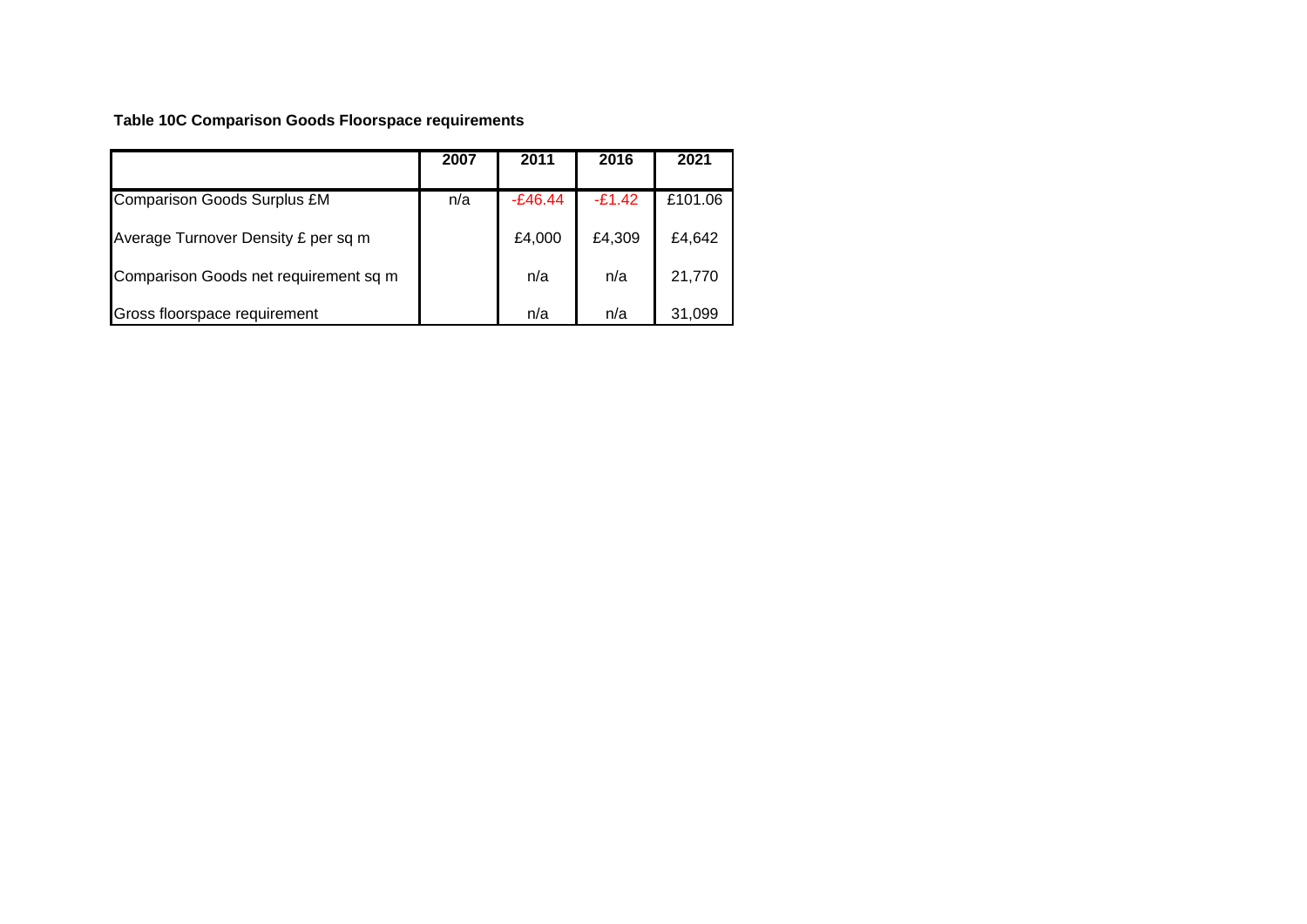**Table 10C Comparison Goods Floorspace requirements**

| | 2007 | 2011 | 2016 | 2021 |
|---|---|---|---|---|
| Comparison Goods Surplus £M | n/a | -£46.44 | -£1.42 | £101.06 |
| Average Turnover Density £ per sq m | | £4,000 | £4,309 | £4,642 |
| Comparison Goods net requirement sq m | | n/a | n/a | 21,770 |
| Gross floorspace requirement | | n/a | n/a | 31,099 |